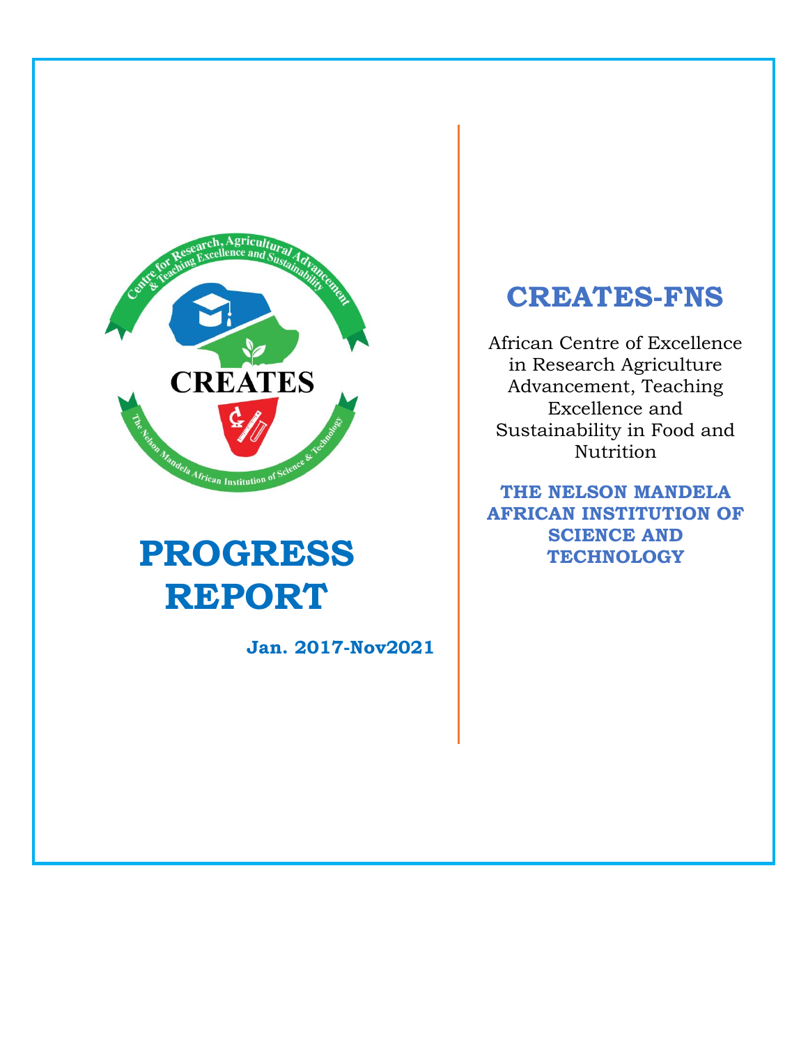# PROGRESS REPORT

**Jan. 2017-Nov2021**

# CREATES-FNS

African Centre of Excellence in Research Agriculture Advancement, Teaching Excellence and Sustainability in Food and Nutrition

**THE NELSON MANDELA AFRICAN INSTITUTION OF SCIENCE AND TECHNOLOGY**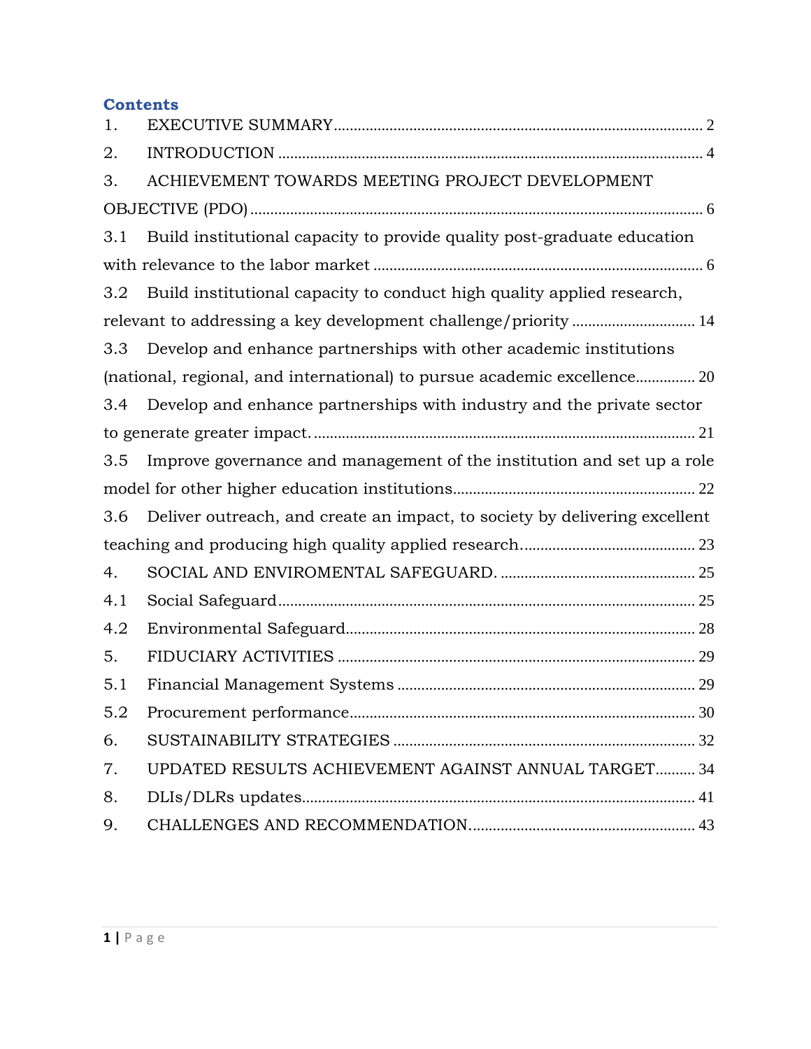## Contents

1. EXECUTIVE SUMMARY ........ 2
2. INTRODUCTION ........ 4
3. ACHIEVEMENT TOWARDS MEETING PROJECT DEVELOPMENT OBJECTIVE (PDO) ........ 6
   - 3.1 Build institutional capacity to provide quality post-graduate education with relevance to the labor market ........ 6
   - 3.2 Build institutional capacity to conduct high quality applied research, relevant to addressing a key development challenge/priority ........ 14
   - 3.3 Develop and enhance partnerships with other academic institutions (national, regional, and international) to pursue academic excellence ........ 20
   - 3.4 Develop and enhance partnerships with industry and the private sector to generate greater impact. ........ 21
   - 3.5 Improve governance and management of the institution and set up a role model for other higher education institutions ........ 22
   - 3.6 Deliver outreach, and create an impact, to society by delivering excellent teaching and producing high quality applied research. ........ 23
4. SOCIAL AND ENVIROMENTAL SAFEGUARD. ........ 25
   - 4.1 Social Safeguard ........ 25
   - 4.2 Environmental Safeguard ........ 28
5. FIDUCIARY ACTIVITIES ........ 29
   - 5.1 Financial Management Systems ........ 29
   - 5.2 Procurement performance ........ 30
6. SUSTAINABILITY STRATEGIES ........ 32
7. UPDATED RESULTS ACHIEVEMENT AGAINST ANNUAL TARGET ........ 34
8. DLIs/DLRs updates ........ 41
9. CHALLENGES AND RECOMMENDATION ........ 43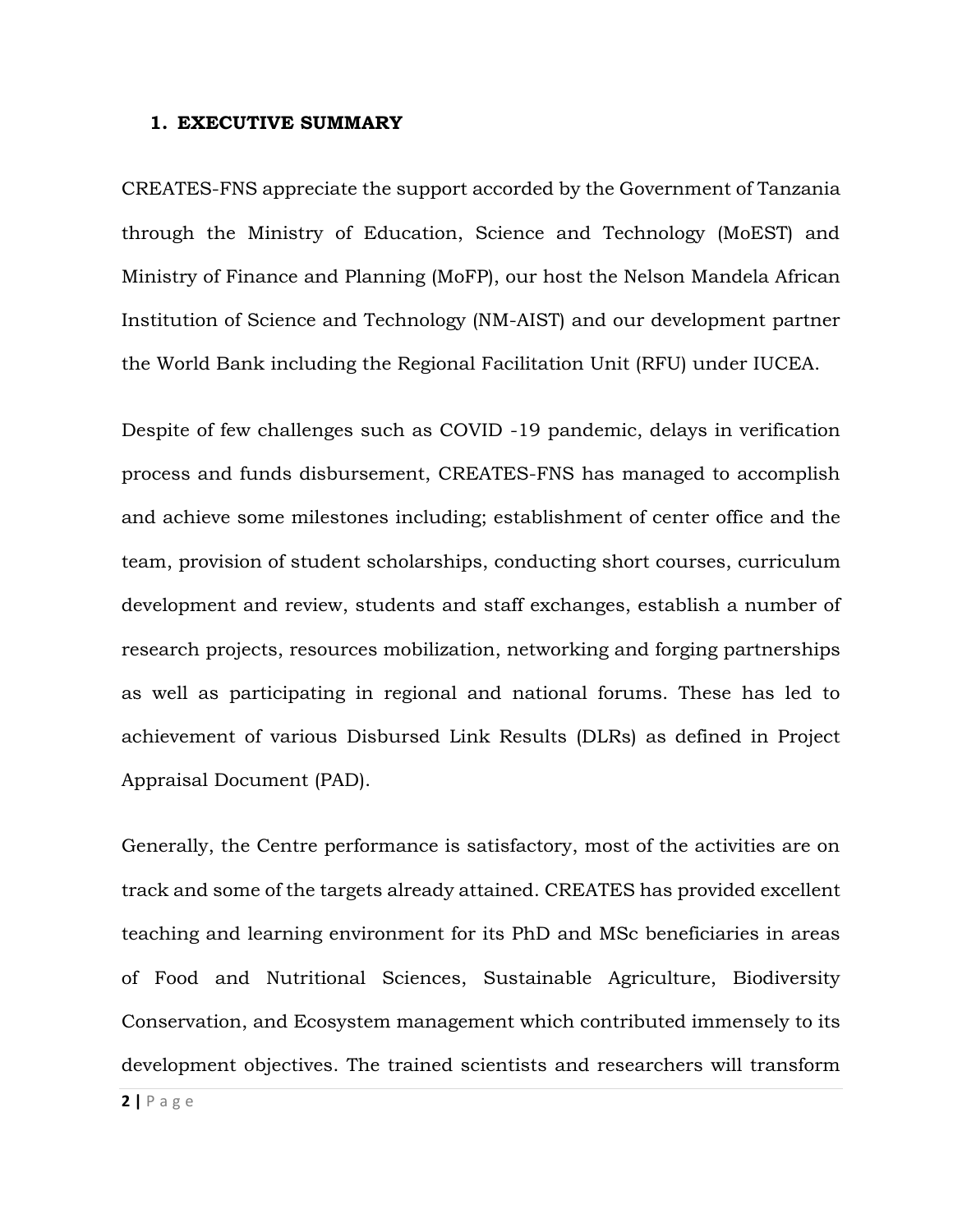# 1. EXECUTIVE SUMMARY

CREATES-FNS appreciate the support accorded by the Government of Tanzania through the Ministry of Education, Science and Technology (MoEST) and Ministry of Finance and Planning (MoFP), our host the Nelson Mandela African Institution of Science and Technology (NM-AIST) and our development partner the World Bank including the Regional Facilitation Unit (RFU) under IUCEA.

Despite of few challenges such as COVID -19 pandemic, delays in verification process and funds disbursement, CREATES-FNS has managed to accomplish and achieve some milestones including; establishment of center office and the team, provision of student scholarships, conducting short courses, curriculum development and review, students and staff exchanges, establish a number of research projects, resources mobilization, networking and forging partnerships as well as participating in regional and national forums. These has led to achievement of various Disbursed Link Results (DLRs) as defined in Project Appraisal Document (PAD).

Generally, the Centre performance is satisfactory, most of the activities are on track and some of the targets already attained. CREATES has provided excellent teaching and learning environment for its PhD and MSc beneficiaries in areas of Food and Nutritional Sciences, Sustainable Agriculture, Biodiversity Conservation, and Ecosystem management which contributed immensely to its development objectives. The trained scientists and researchers will transform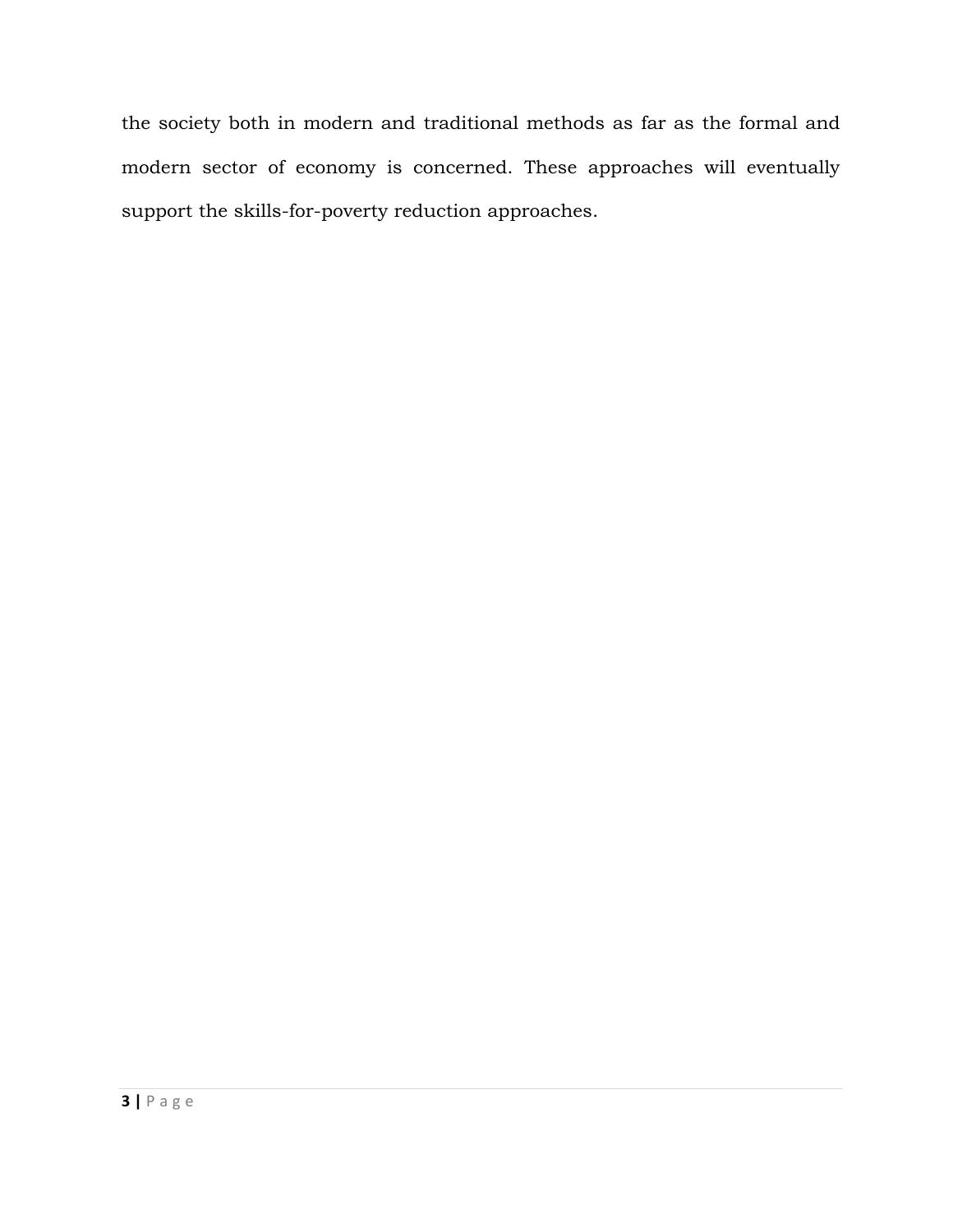the society both in modern and traditional methods as far as the formal and modern sector of economy is concerned. These approaches will eventually support the skills-for-poverty reduction approaches.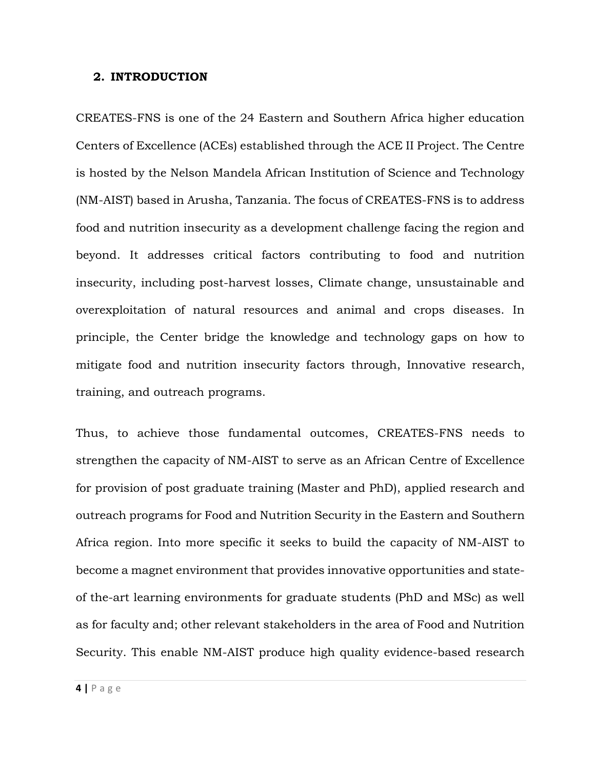## 2. INTRODUCTION

CREATES-FNS is one of the 24 Eastern and Southern Africa higher education Centers of Excellence (ACEs) established through the ACE II Project. The Centre is hosted by the Nelson Mandela African Institution of Science and Technology (NM-AIST) based in Arusha, Tanzania. The focus of CREATES-FNS is to address food and nutrition insecurity as a development challenge facing the region and beyond. It addresses critical factors contributing to food and nutrition insecurity, including post-harvest losses, Climate change, unsustainable and overexploitation of natural resources and animal and crops diseases. In principle, the Center bridge the knowledge and technology gaps on how to mitigate food and nutrition insecurity factors through, Innovative research, training, and outreach programs.

Thus, to achieve those fundamental outcomes, CREATES-FNS needs to strengthen the capacity of NM-AIST to serve as an African Centre of Excellence for provision of post graduate training (Master and PhD), applied research and outreach programs for Food and Nutrition Security in the Eastern and Southern Africa region. Into more specific it seeks to build the capacity of NM-AIST to become a magnet environment that provides innovative opportunities and state-of the-art learning environments for graduate students (PhD and MSc) as well as for faculty and; other relevant stakeholders in the area of Food and Nutrition Security. This enable NM-AIST produce high quality evidence-based research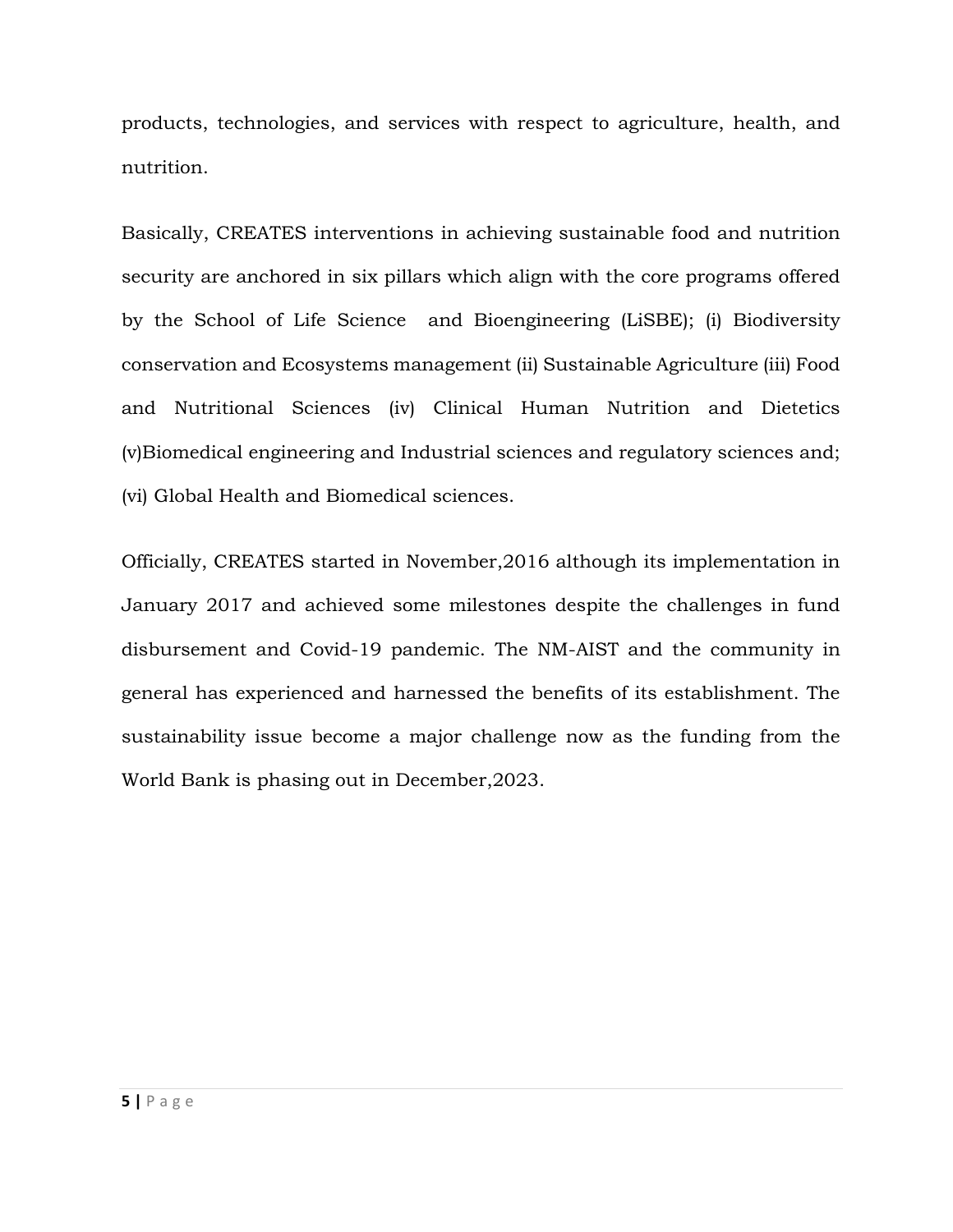products, technologies, and services with respect to agriculture, health, and nutrition.

Basically, CREATES interventions in achieving sustainable food and nutrition security are anchored in six pillars which align with the core programs offered by the School of Life Science and Bioengineering (LiSBE); (i) Biodiversity conservation and Ecosystems management (ii) Sustainable Agriculture (iii) Food and Nutritional Sciences (iv) Clinical Human Nutrition and Dietetics (v)Biomedical engineering and Industrial sciences and regulatory sciences and; (vi) Global Health and Biomedical sciences.

Officially, CREATES started in November,2016 although its implementation in January 2017 and achieved some milestones despite the challenges in fund disbursement and Covid-19 pandemic. The NM-AIST and the community in general has experienced and harnessed the benefits of its establishment. The sustainability issue become a major challenge now as the funding from the World Bank is phasing out in December,2023.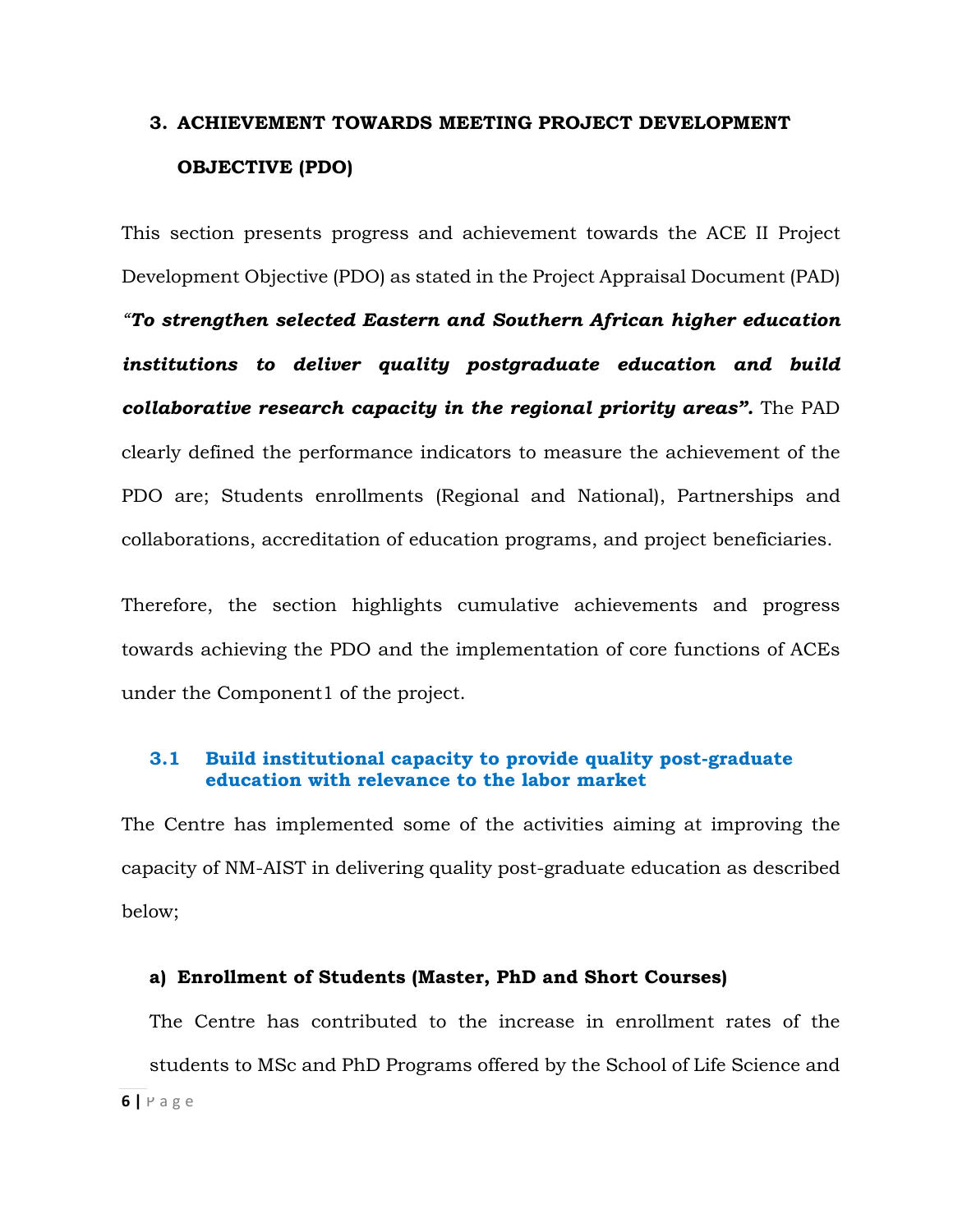# 3. ACHIEVEMENT TOWARDS MEETING PROJECT DEVELOPMENT OBJECTIVE (PDO)

This section presents progress and achievement towards the ACE II Project Development Objective (PDO) as stated in the Project Appraisal Document (PAD) ***"To strengthen selected Eastern and Southern African higher education institutions to deliver quality postgraduate education and build collaborative research capacity in the regional priority areas".*** The PAD clearly defined the performance indicators to measure the achievement of the PDO are; Students enrollments (Regional and National), Partnerships and collaborations, accreditation of education programs, and project beneficiaries.

Therefore, the section highlights cumulative achievements and progress towards achieving the PDO and the implementation of core functions of ACEs under the Component1 of the project.

## 3.1 Build institutional capacity to provide quality post-graduate education with relevance to the labor market

The Centre has implemented some of the activities aiming at improving the capacity of NM-AIST in delivering quality post-graduate education as described below;

### a) Enrollment of Students (Master, PhD and Short Courses)

The Centre has contributed to the increase in enrollment rates of the students to MSc and PhD Programs offered by the School of Life Science and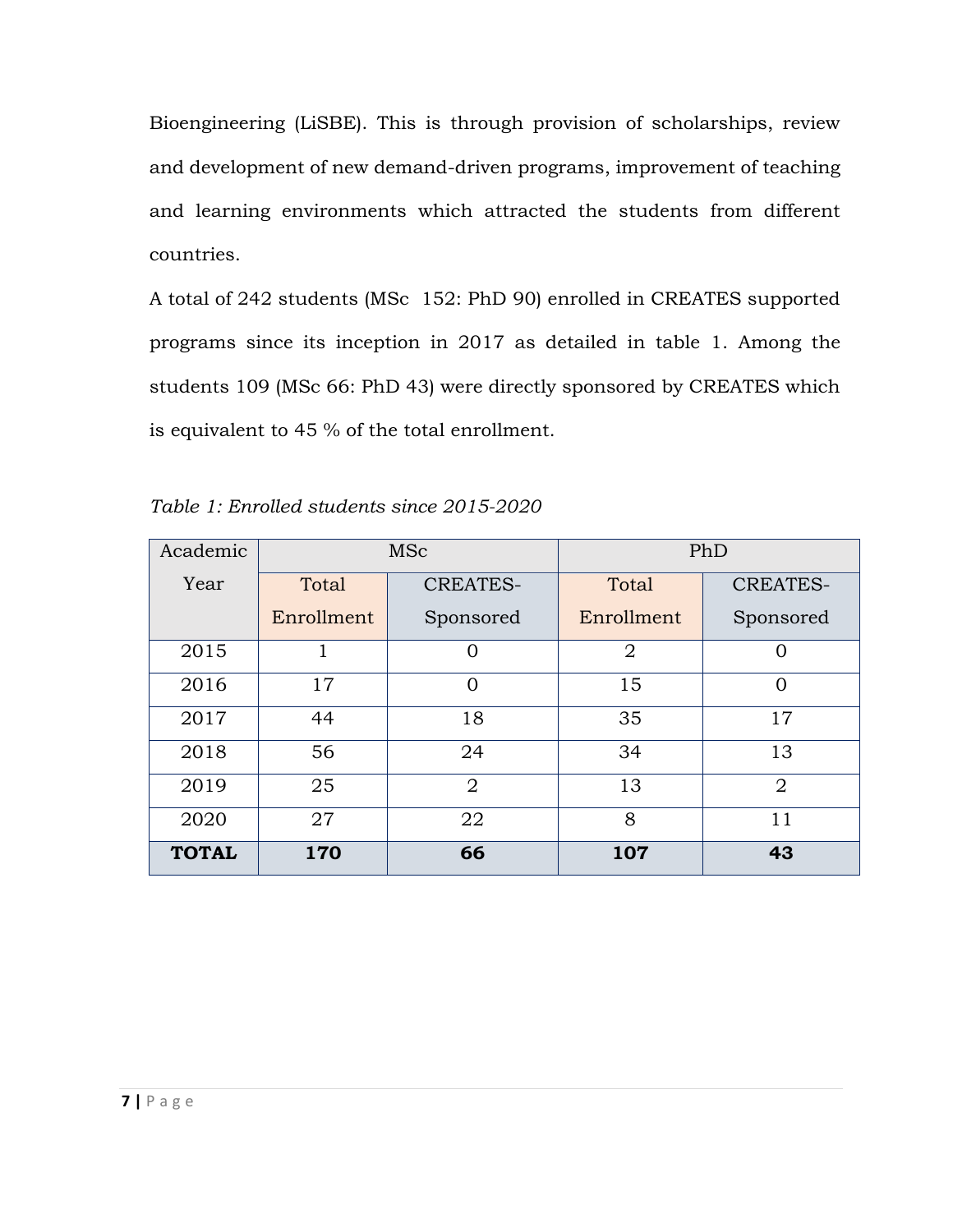Bioengineering (LiSBE). This is through provision of scholarships, review and development of new demand-driven programs, improvement of teaching and learning environments which attracted the students from different countries.

A total of 242 students (MSc  152: PhD 90) enrolled in CREATES supported programs since its inception in 2017 as detailed in table 1. Among the students 109 (MSc 66: PhD 43) were directly sponsored by CREATES which is equivalent to 45 % of the total enrollment.

*Table 1: Enrolled students since 2015-2020*

| Academic Year | MSc | | PhD | |
|---|---|---|---|---|
| | Total Enrollment | CREATES-Sponsored | Total Enrollment | CREATES-Sponsored |
| 2015 | 1 | 0 | 2 | 0 |
| 2016 | 17 | 0 | 15 | 0 |
| 2017 | 44 | 18 | 35 | 17 |
| 2018 | 56 | 24 | 34 | 13 |
| 2019 | 25 | 2 | 13 | 2 |
| 2020 | 27 | 22 | 8 | 11 |
| **TOTAL** | **170** | **66** | **107** | **43** |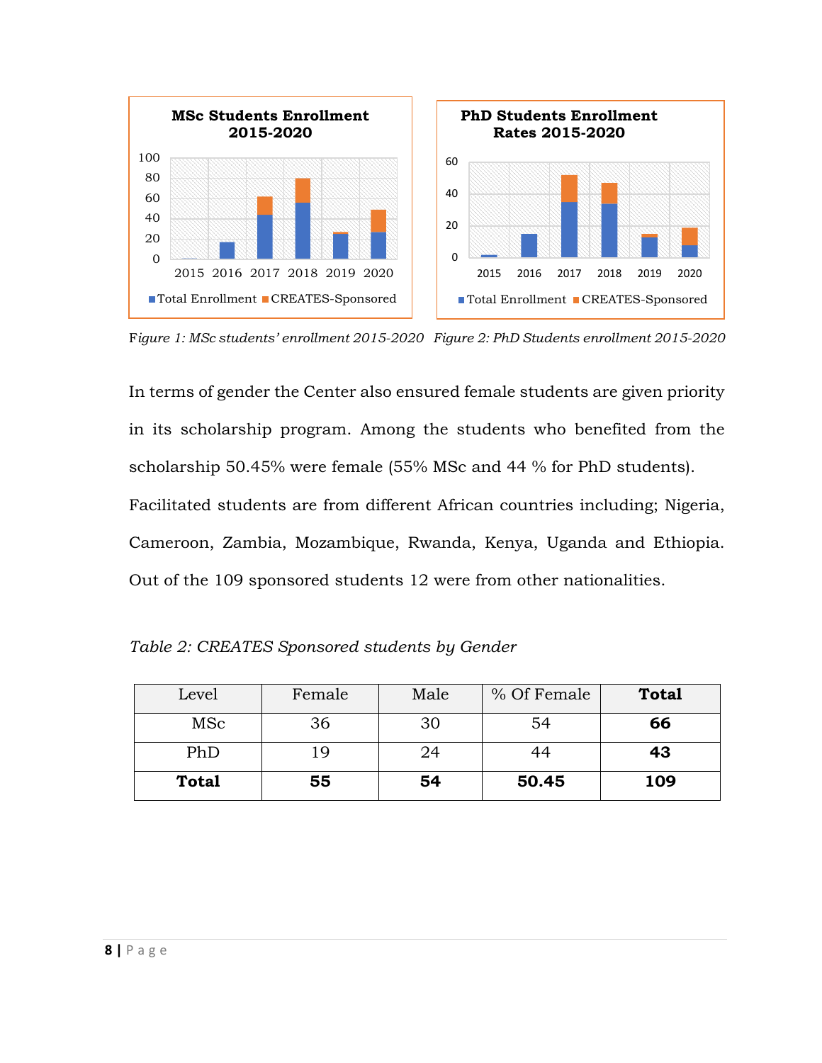Figure 1: MSc students' enrollment 2015-2020

Figure 2: PhD Students enrollment 2015-2020

In terms of gender the Center also ensured female students are given priority in its scholarship program. Among the students who benefited from the scholarship 50.45% were female (55% MSc and 44 % for PhD students). Facilitated students are from different African countries including; Nigeria, Cameroon, Zambia, Mozambique, Rwanda, Kenya, Uganda and Ethiopia. Out of the 109 sponsored students 12 were from other nationalities.

*Table 2: CREATES Sponsored students by Gender*

| Level | Female | Male | % Of Female | **Total** |
|---|---|---|---|---|
| MSc | 36 | 30 | 54 | **66** |
| PhD | 19 | 24 | 44 | **43** |
| **Total** | **55** | **54** | **50.45** | **109** |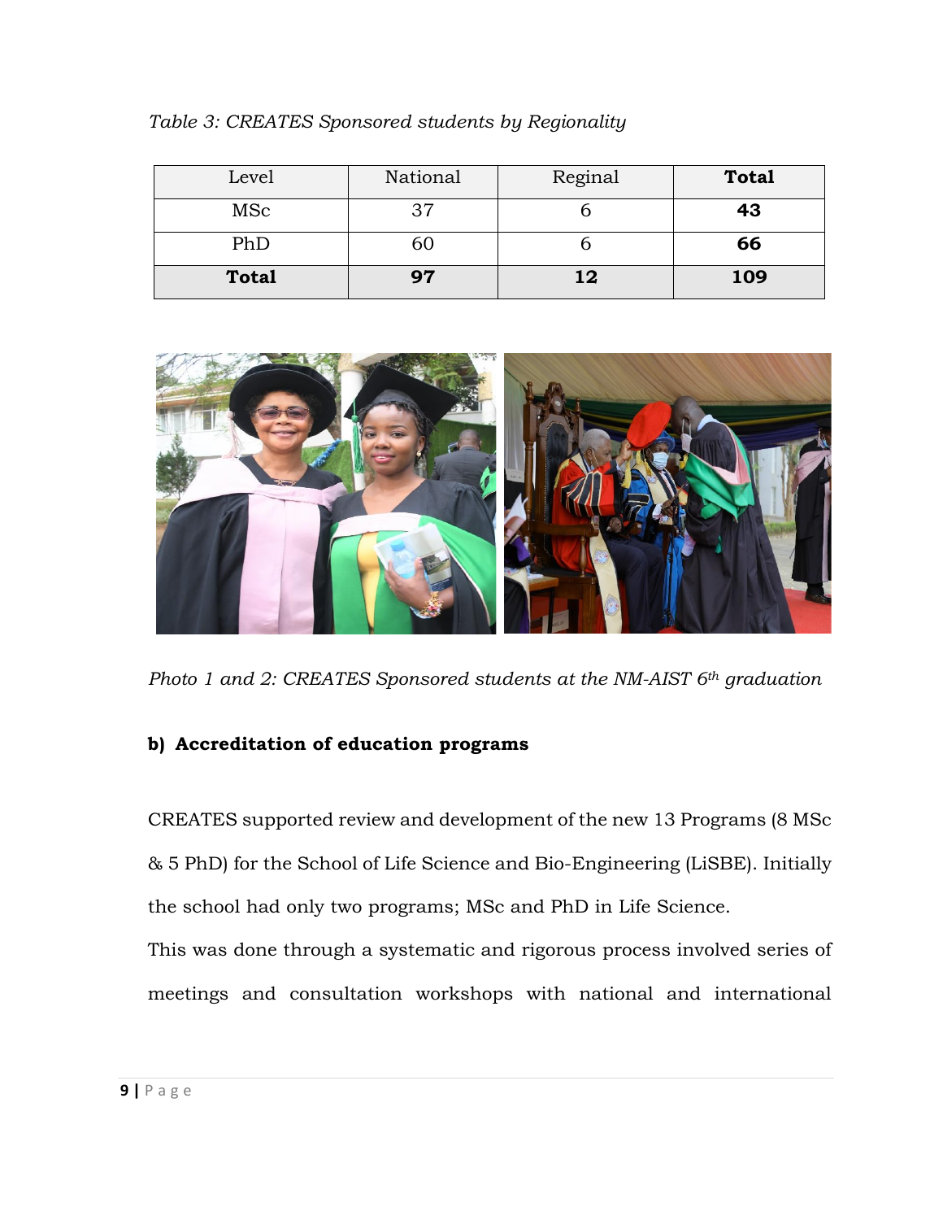*Table 3: CREATES Sponsored students by Regionality*

| Level | National | Reginal | **Total** |
|---|---|---|---|
| MSc | 37 | 6 | **43** |
| PhD | 60 | 6 | **66** |
| **Total** | **97** | **12** | **109** |

*Photo 1 and 2: CREATES Sponsored students at the NM-AIST 6th graduation*

**b) Accreditation of education programs**

CREATES supported review and development of the new 13 Programs (8 MSc & 5 PhD) for the School of Life Science and Bio-Engineering (LiSBE). Initially the school had only two programs; MSc and PhD in Life Science.

This was done through a systematic and rigorous process involved series of meetings and consultation workshops with national and international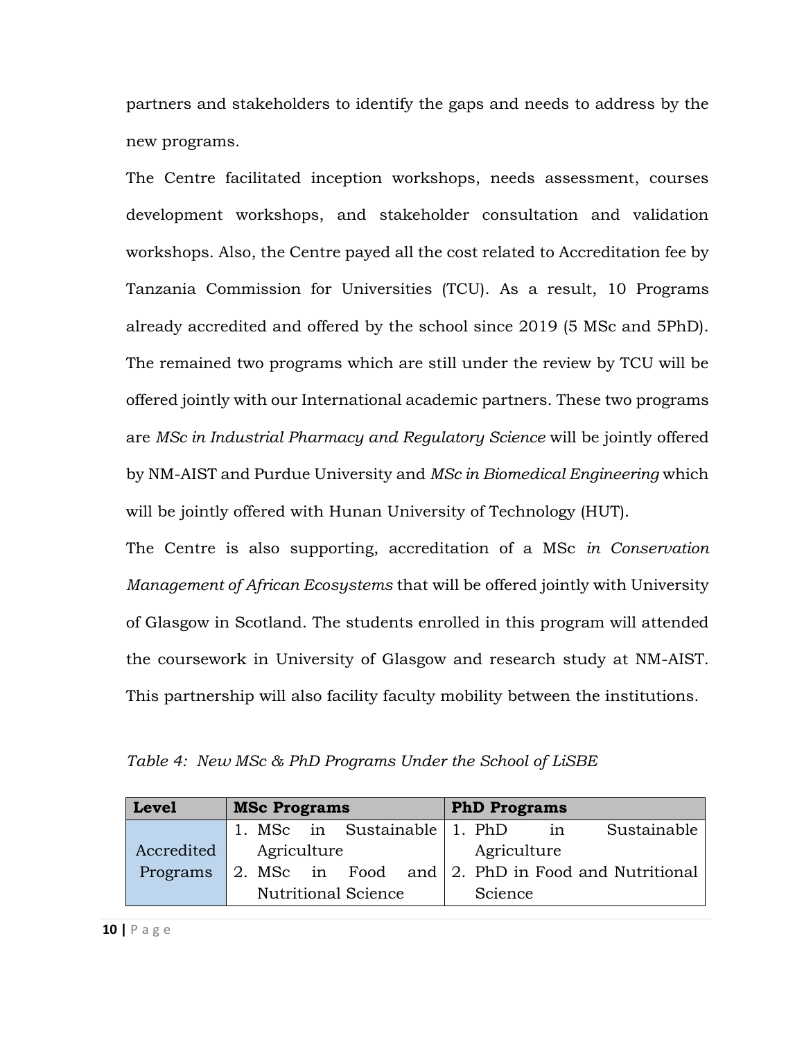partners and stakeholders to identify the gaps and needs to address by the new programs.

The Centre facilitated inception workshops, needs assessment, courses development workshops, and stakeholder consultation and validation workshops. Also, the Centre payed all the cost related to Accreditation fee by Tanzania Commission for Universities (TCU). As a result, 10 Programs already accredited and offered by the school since 2019 (5 MSc and 5PhD). The remained two programs which are still under the review by TCU will be offered jointly with our International academic partners. These two programs are *MSc in Industrial Pharmacy and Regulatory Science* will be jointly offered by NM-AIST and Purdue University and *MSc in Biomedical Engineering* which will be jointly offered with Hunan University of Technology (HUT).

The Centre is also supporting, accreditation of a MSc *in Conservation Management of African Ecosystems* that will be offered jointly with University of Glasgow in Scotland. The students enrolled in this program will attended the coursework in University of Glasgow and research study at NM-AIST. This partnership will also facility faculty mobility between the institutions.

*Table 4: New MSc & PhD Programs Under the School of LiSBE*

| Level | MSc Programs | PhD Programs |
|---|---|---|
| Accredited Programs | 1. MSc in Sustainable Agriculture<br>2. MSc in Food and Nutritional Science | 1. PhD in Sustainable Agriculture<br>2. PhD in Food and Nutritional Science |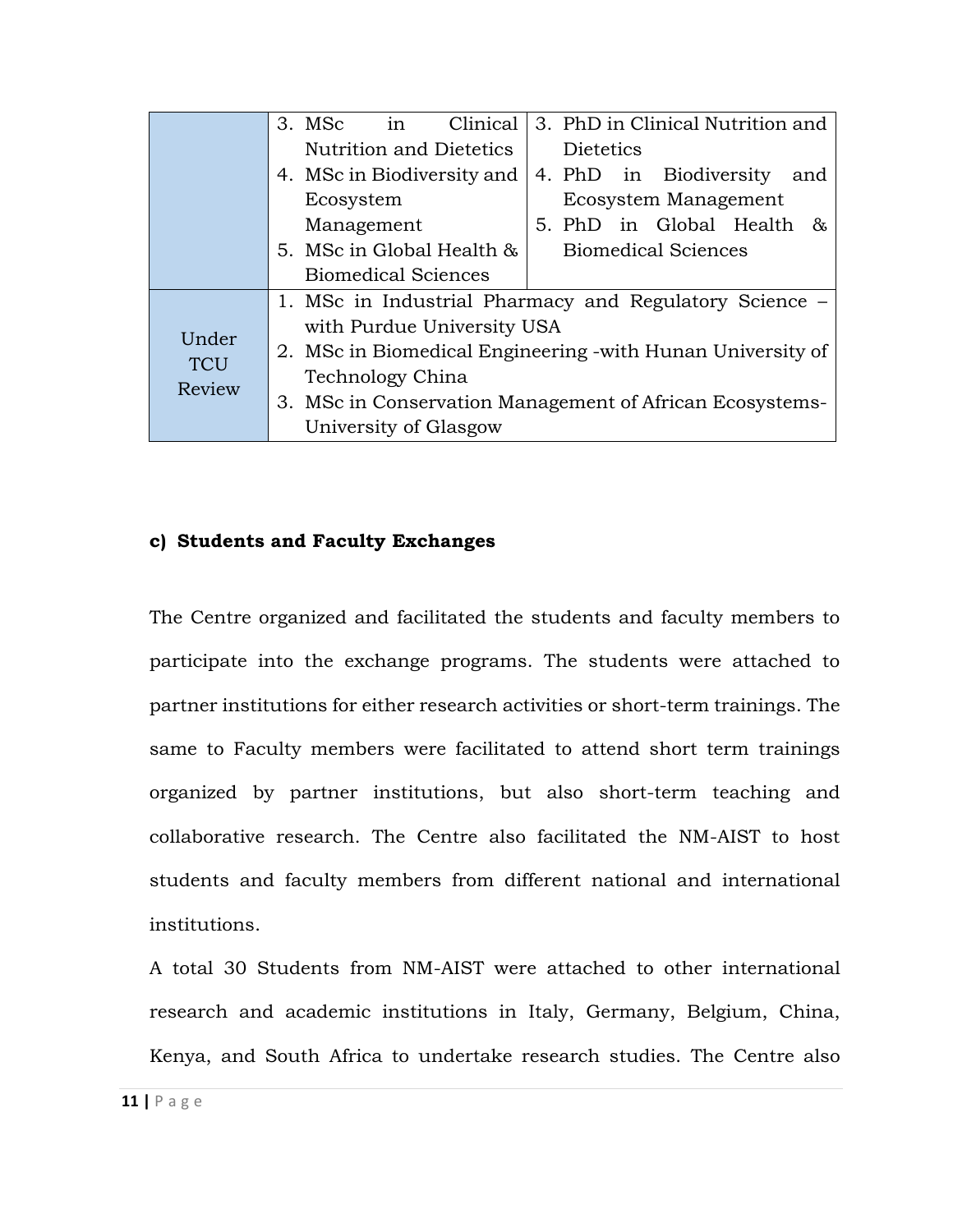| | | |
|---|---|---|
| | 3. MSc in Clinical Nutrition and Dietetics<br>4. MSc in Biodiversity and Ecosystem Management<br>5. MSc in Global Health & Biomedical Sciences | 3. PhD in Clinical Nutrition and Dietetics<br>4. PhD in Biodiversity and Ecosystem Management<br>5. PhD in Global Health & Biomedical Sciences |
| Under TCU Review | 1. MSc in Industrial Pharmacy and Regulatory Science – with Purdue University USA<br>2. MSc in Biomedical Engineering -with Hunan University of Technology China<br>3. MSc in Conservation Management of African Ecosystems- University of Glasgow | |

**c) Students and Faculty Exchanges**

The Centre organized and facilitated the students and faculty members to participate into the exchange programs. The students were attached to partner institutions for either research activities or short-term trainings. The same to Faculty members were facilitated to attend short term trainings organized by partner institutions, but also short-term teaching and collaborative research. The Centre also facilitated the NM-AIST to host students and faculty members from different national and international institutions.

A total 30 Students from NM-AIST were attached to other international research and academic institutions in Italy, Germany, Belgium, China, Kenya, and South Africa to undertake research studies. The Centre also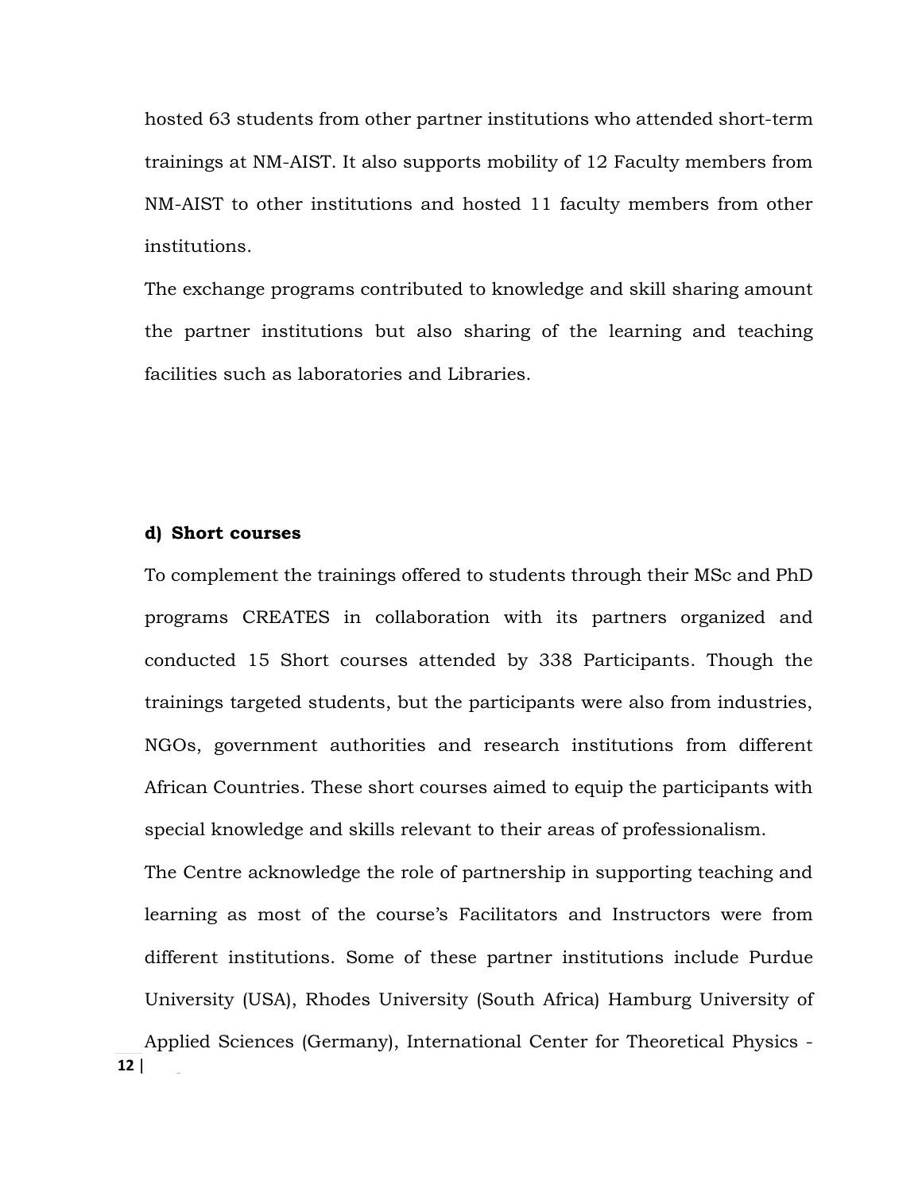hosted 63 students from other partner institutions who attended short-term trainings at NM-AIST. It also supports mobility of 12 Faculty members from NM-AIST to other institutions and hosted 11 faculty members from other institutions.

The exchange programs contributed to knowledge and skill sharing amount the partner institutions but also sharing of the learning and teaching facilities such as laboratories and Libraries.

**d) Short courses**

To complement the trainings offered to students through their MSc and PhD programs CREATES in collaboration with its partners organized and conducted 15 Short courses attended by 338 Participants. Though the trainings targeted students, but the participants were also from industries, NGOs, government authorities and research institutions from different African Countries. These short courses aimed to equip the participants with special knowledge and skills relevant to their areas of professionalism.

The Centre acknowledge the role of partnership in supporting teaching and learning as most of the course's Facilitators and Instructors were from different institutions. Some of these partner institutions include Purdue University (USA), Rhodes University (South Africa) Hamburg University of Applied Sciences (Germany), International Center for Theoretical Physics -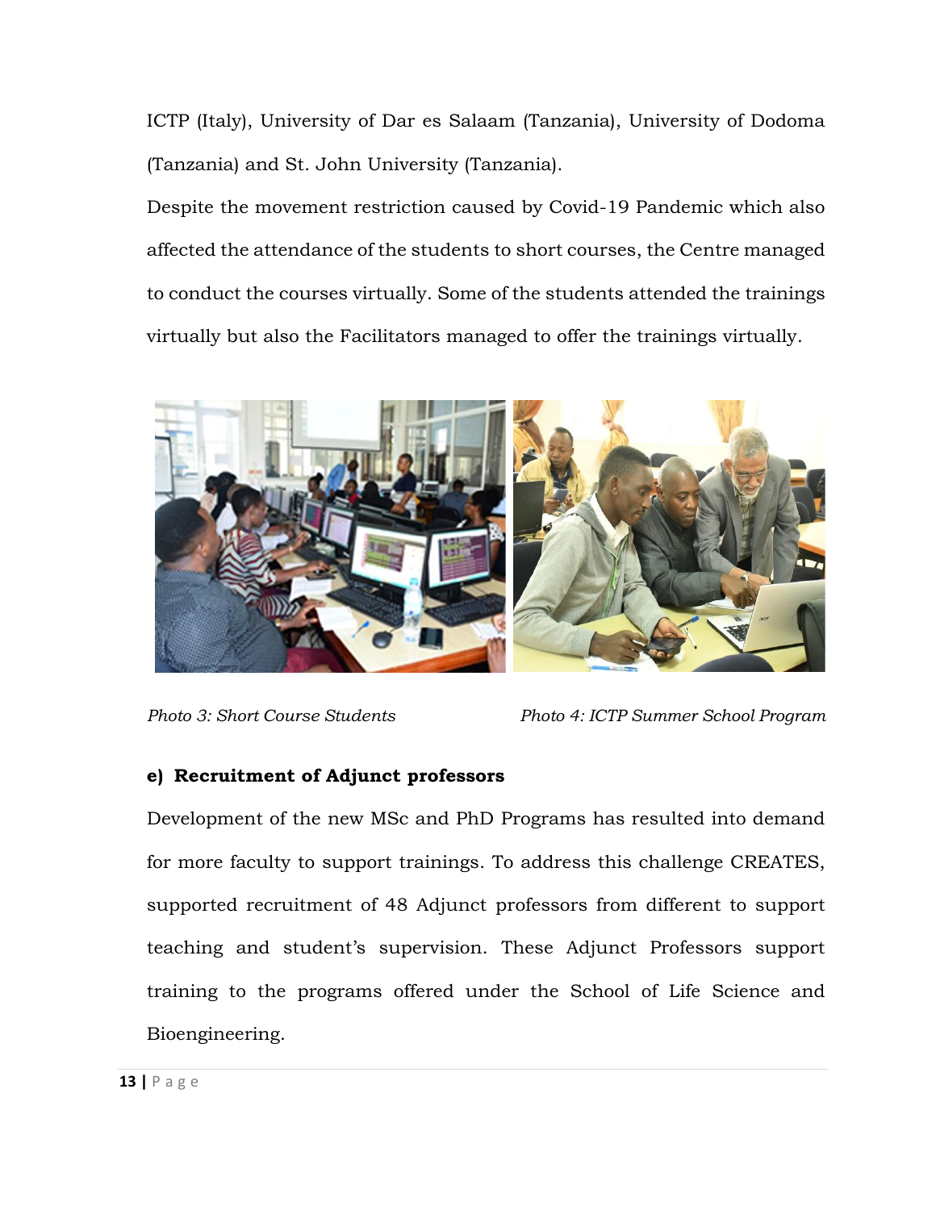ICTP (Italy), University of Dar es Salaam (Tanzania), University of Dodoma (Tanzania) and St. John University (Tanzania).

Despite the movement restriction caused by Covid-19 Pandemic which also affected the attendance of the students to short courses, the Centre managed to conduct the courses virtually. Some of the students attended the trainings virtually but also the Facilitators managed to offer the trainings virtually.

*Photo 3: Short Course Students*

*Photo 4: ICTP Summer School Program*

**e) Recruitment of Adjunct professors**

Development of the new MSc and PhD Programs has resulted into demand for more faculty to support trainings. To address this challenge CREATES, supported recruitment of 48 Adjunct professors from different to support teaching and student's supervision. These Adjunct Professors support training to the programs offered under the School of Life Science and Bioengineering.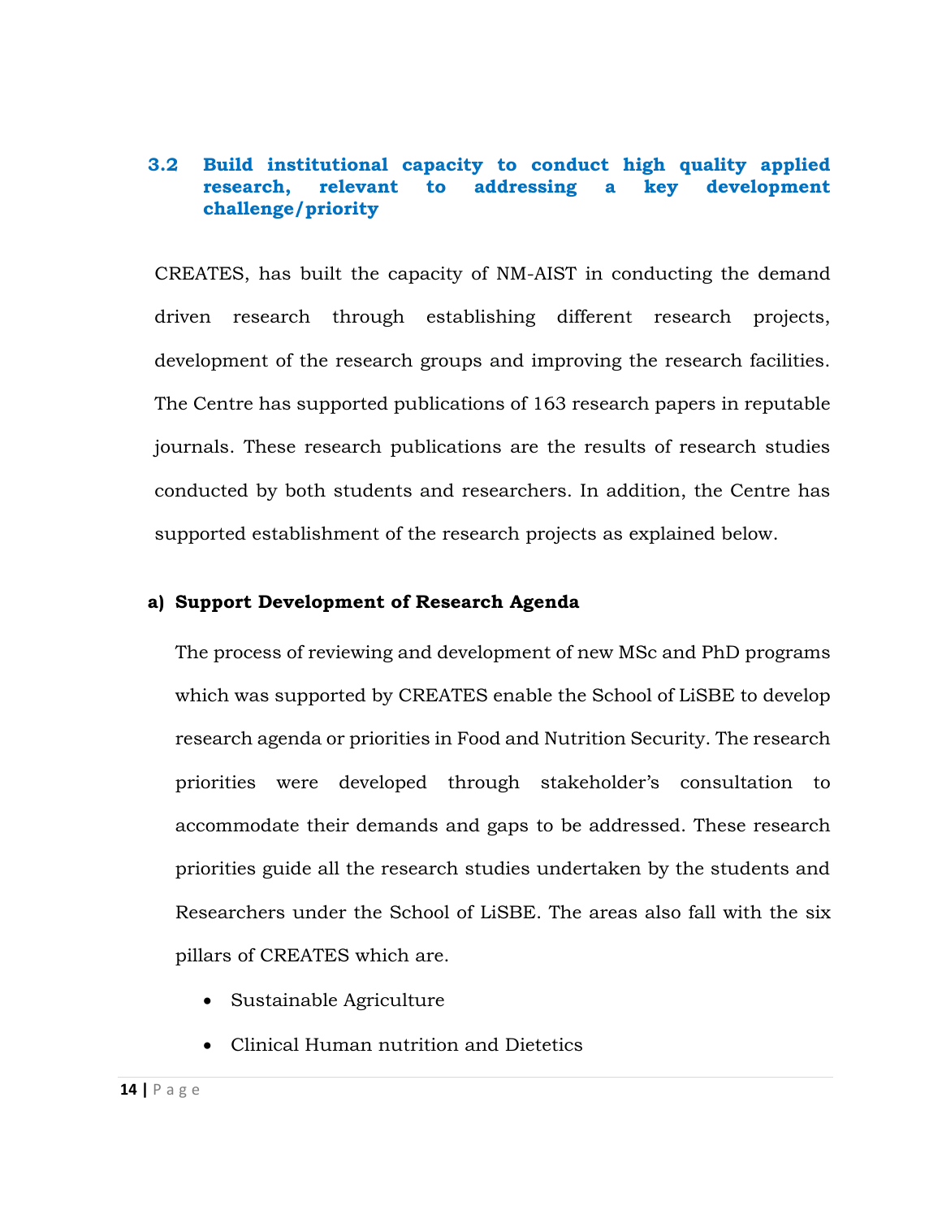## 3.2 Build institutional capacity to conduct high quality applied research, relevant to addressing a key development challenge/priority

CREATES, has built the capacity of NM-AIST in conducting the demand driven research through establishing different research projects, development of the research groups and improving the research facilities. The Centre has supported publications of 163 research papers in reputable journals. These research publications are the results of research studies conducted by both students and researchers. In addition, the Centre has supported establishment of the research projects as explained below.

**a) Support Development of Research Agenda**

The process of reviewing and development of new MSc and PhD programs which was supported by CREATES enable the School of LiSBE to develop research agenda or priorities in Food and Nutrition Security. The research priorities were developed through stakeholder's consultation to accommodate their demands and gaps to be addressed. These research priorities guide all the research studies undertaken by the students and Researchers under the School of LiSBE. The areas also fall with the six pillars of CREATES which are.

- Sustainable Agriculture
- Clinical Human nutrition and Dietetics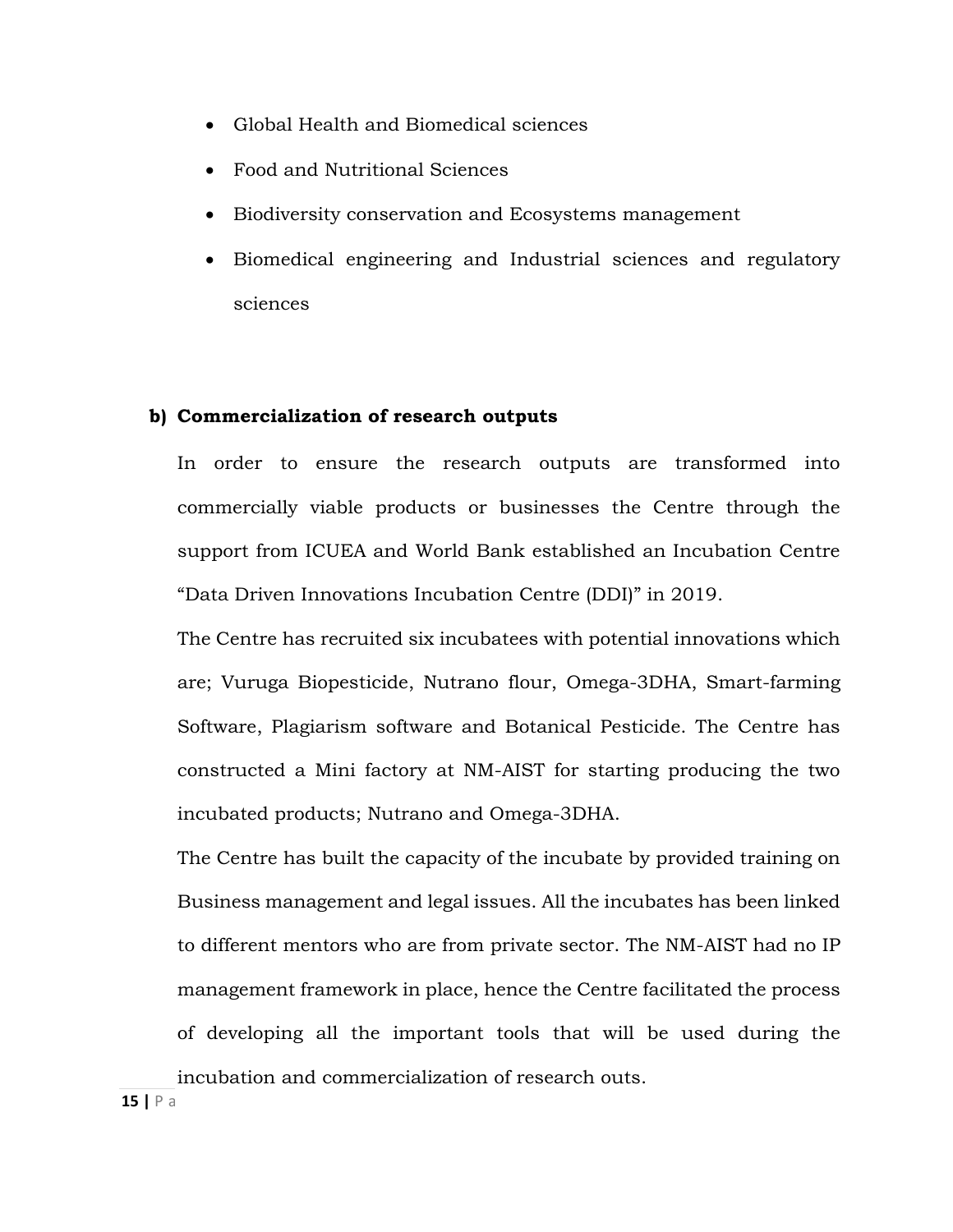- Global Health and Biomedical sciences
- Food and Nutritional Sciences
- Biodiversity conservation and Ecosystems management
- Biomedical engineering and Industrial sciences and regulatory sciences

**b) Commercialization of research outputs**

In order to ensure the research outputs are transformed into commercially viable products or businesses the Centre through the support from ICUEA and World Bank established an Incubation Centre "Data Driven Innovations Incubation Centre (DDI)" in 2019.

The Centre has recruited six incubatees with potential innovations which are; Vuruga Biopesticide, Nutrano flour, Omega-3DHA, Smart-farming Software, Plagiarism software and Botanical Pesticide. The Centre has constructed a Mini factory at NM-AIST for starting producing the two incubated products; Nutrano and Omega-3DHA.

The Centre has built the capacity of the incubate by provided training on Business management and legal issues. All the incubates has been linked to different mentors who are from private sector. The NM-AIST had no IP management framework in place, hence the Centre facilitated the process of developing all the important tools that will be used during the incubation and commercialization of research outs.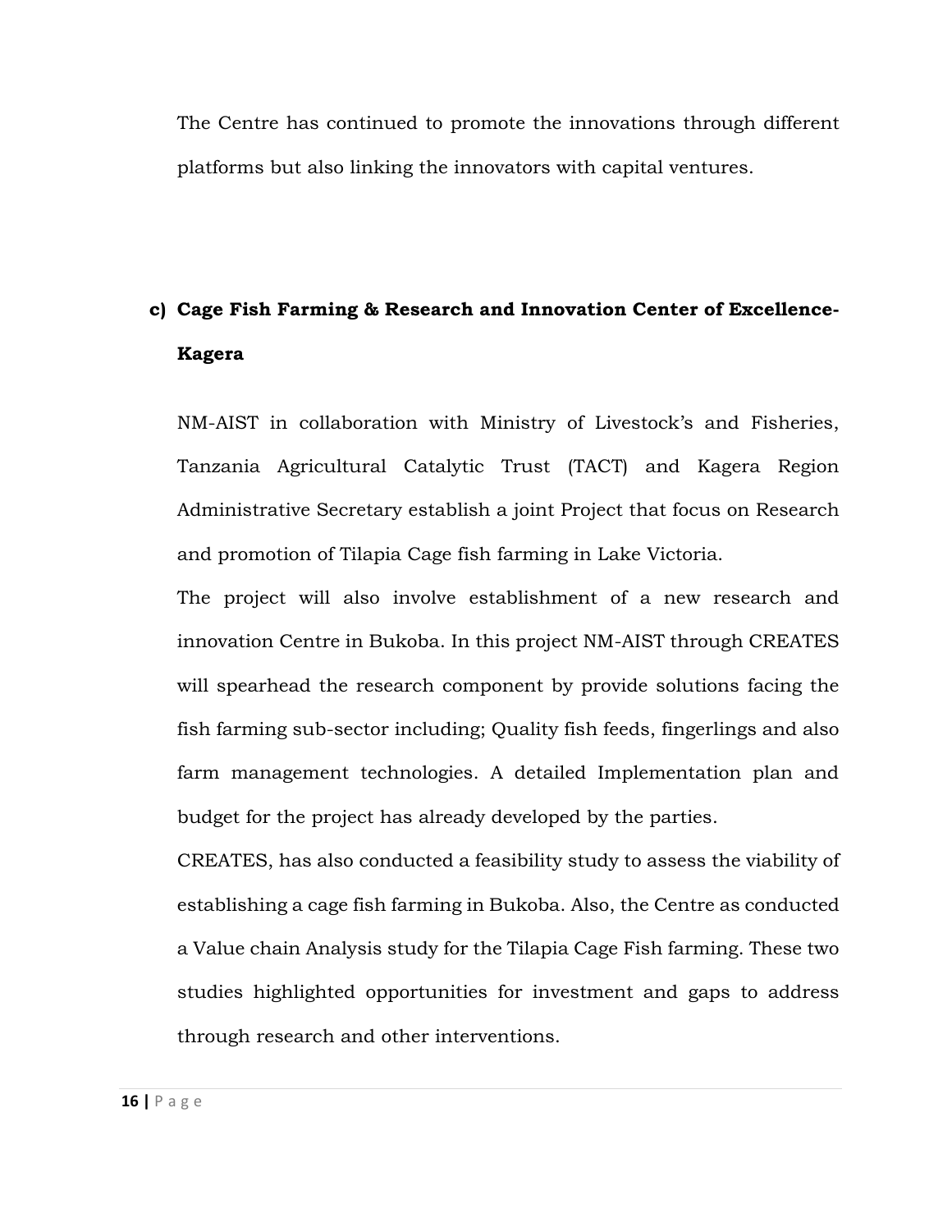The Centre has continued to promote the innovations through different platforms but also linking the innovators with capital ventures.

**c) Cage Fish Farming & Research and Innovation Center of Excellence-Kagera**

NM-AIST in collaboration with Ministry of Livestock's and Fisheries, Tanzania Agricultural Catalytic Trust (TACT) and Kagera Region Administrative Secretary establish a joint Project that focus on Research and promotion of Tilapia Cage fish farming in Lake Victoria.

The project will also involve establishment of a new research and innovation Centre in Bukoba. In this project NM-AIST through CREATES will spearhead the research component by provide solutions facing the fish farming sub-sector including; Quality fish feeds, fingerlings and also farm management technologies. A detailed Implementation plan and budget for the project has already developed by the parties.

CREATES, has also conducted a feasibility study to assess the viability of establishing a cage fish farming in Bukoba. Also, the Centre as conducted a Value chain Analysis study for the Tilapia Cage Fish farming. These two studies highlighted opportunities for investment and gaps to address through research and other interventions.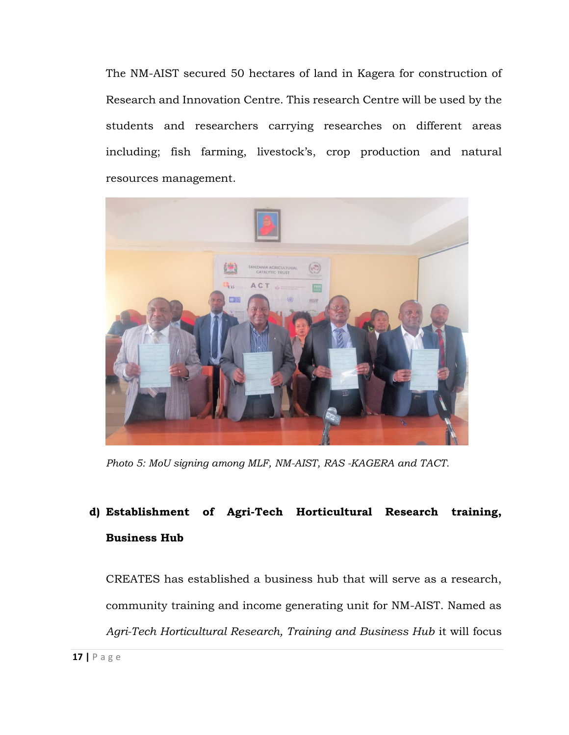The NM-AIST secured 50 hectares of land in Kagera for construction of Research and Innovation Centre. This research Centre will be used by the students and researchers carrying researches on different areas including; fish farming, livestock's, crop production and natural resources management.

*Photo 5: MoU signing among MLF, NM-AIST, RAS -KAGERA and TACT.*

**d) Establishment of Agri-Tech Horticultural Research training, Business Hub**

CREATES has established a business hub that will serve as a research, community training and income generating unit for NM-AIST. Named as *Agri-Tech Horticultural Research, Training and Business Hub* it will focus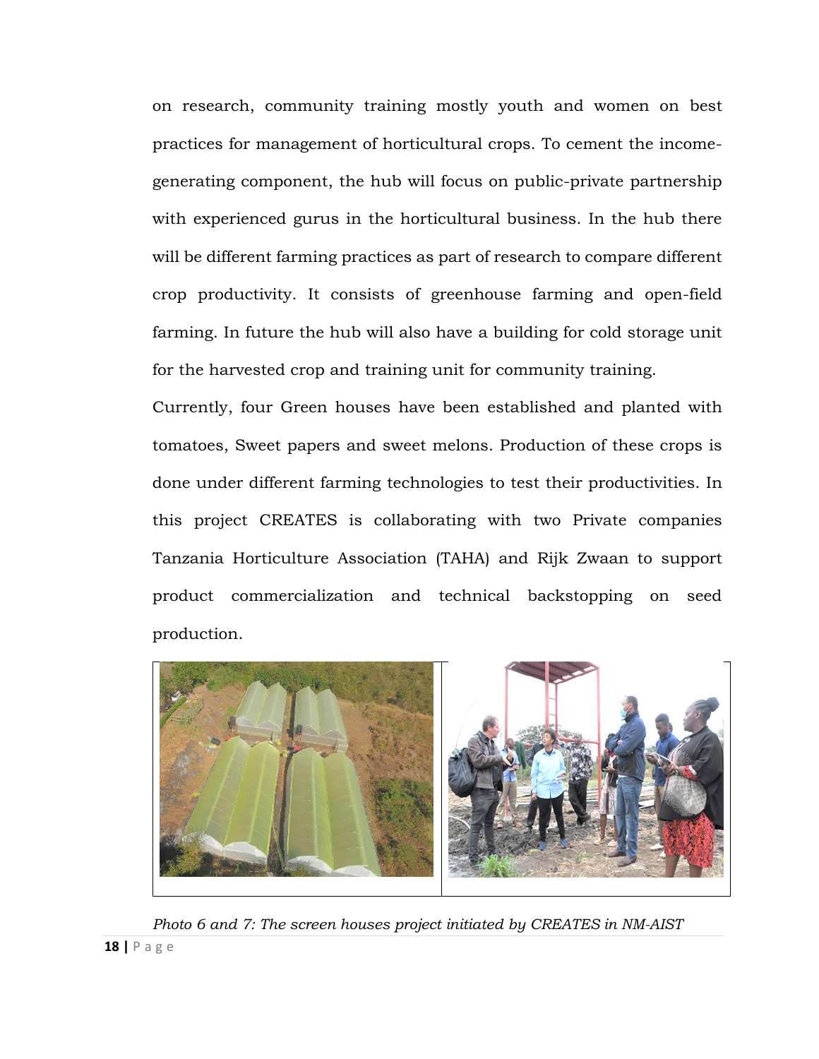on research, community training mostly youth and women on best practices for management of horticultural crops. To cement the income-generating component, the hub will focus on public-private partnership with experienced gurus in the horticultural business. In the hub there will be different farming practices as part of research to compare different crop productivity. It consists of greenhouse farming and open-field farming. In future the hub will also have a building for cold storage unit for the harvested crop and training unit for community training.

Currently, four Green houses have been established and planted with tomatoes, Sweet papers and sweet melons. Production of these crops is done under different farming technologies to test their productivities. In this project CREATES is collaborating with two Private companies Tanzania Horticulture Association (TAHA) and Rijk Zwaan to support product commercialization and technical backstopping on seed production.

*Photo 6 and 7: The screen houses project initiated by CREATES in NM-AIST*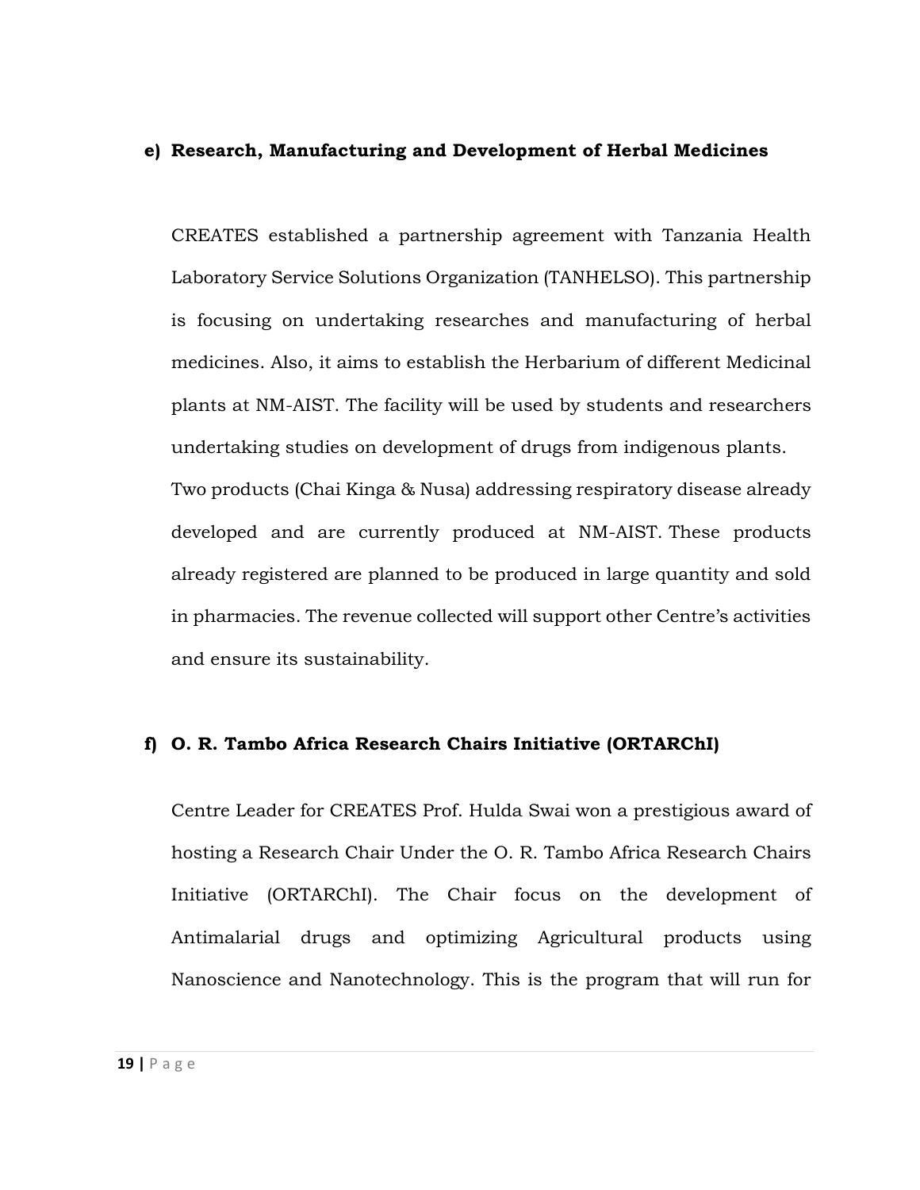**e) Research, Manufacturing and Development of Herbal Medicines**

CREATES established a partnership agreement with Tanzania Health Laboratory Service Solutions Organization (TANHELSO). This partnership is focusing on undertaking researches and manufacturing of herbal medicines. Also, it aims to establish the Herbarium of different Medicinal plants at NM-AIST. The facility will be used by students and researchers undertaking studies on development of drugs from indigenous plants. Two products (Chai Kinga & Nusa) addressing respiratory disease already developed and are currently produced at NM-AIST. These products already registered are planned to be produced in large quantity and sold in pharmacies. The revenue collected will support other Centre's activities and ensure its sustainability.

**f) O. R. Tambo Africa Research Chairs Initiative (ORTARChI)**

Centre Leader for CREATES Prof. Hulda Swai won a prestigious award of hosting a Research Chair Under the O. R. Tambo Africa Research Chairs Initiative (ORTARChI). The Chair focus on the development of Antimalarial drugs and optimizing Agricultural products using Nanoscience and Nanotechnology. This is the program that will run for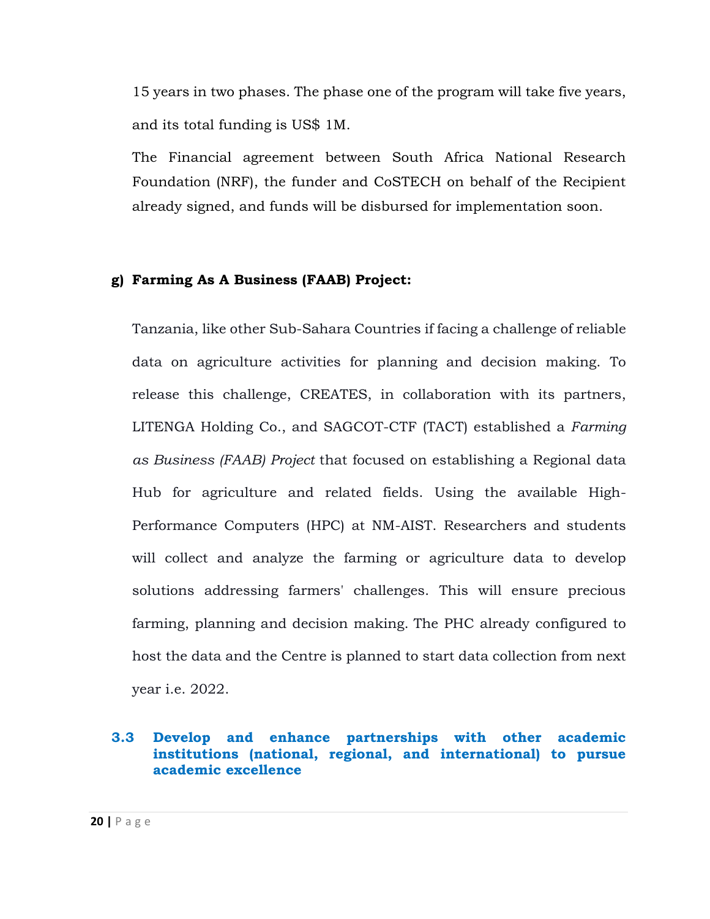15 years in two phases. The phase one of the program will take five years, and its total funding is US$ 1M.

The Financial agreement between South Africa National Research Foundation (NRF), the funder and CoSTECH on behalf of the Recipient already signed, and funds will be disbursed for implementation soon.

**g) Farming As A Business (FAAB) Project:**

Tanzania, like other Sub-Sahara Countries if facing a challenge of reliable data on agriculture activities for planning and decision making. To release this challenge, CREATES, in collaboration with its partners, LITENGA Holding Co., and SAGCOT-CTF (TACT) established a *Farming as Business (FAAB) Project* that focused on establishing a Regional data Hub for agriculture and related fields. Using the available High-Performance Computers (HPC) at NM-AIST. Researchers and students will collect and analyze the farming or agriculture data to develop solutions addressing farmers' challenges. This will ensure precious farming, planning and decision making. The PHC already configured to host the data and the Centre is planned to start data collection from next year i.e. 2022.

### 3.3 Develop and enhance partnerships with other academic institutions (national, regional, and international) to pursue academic excellence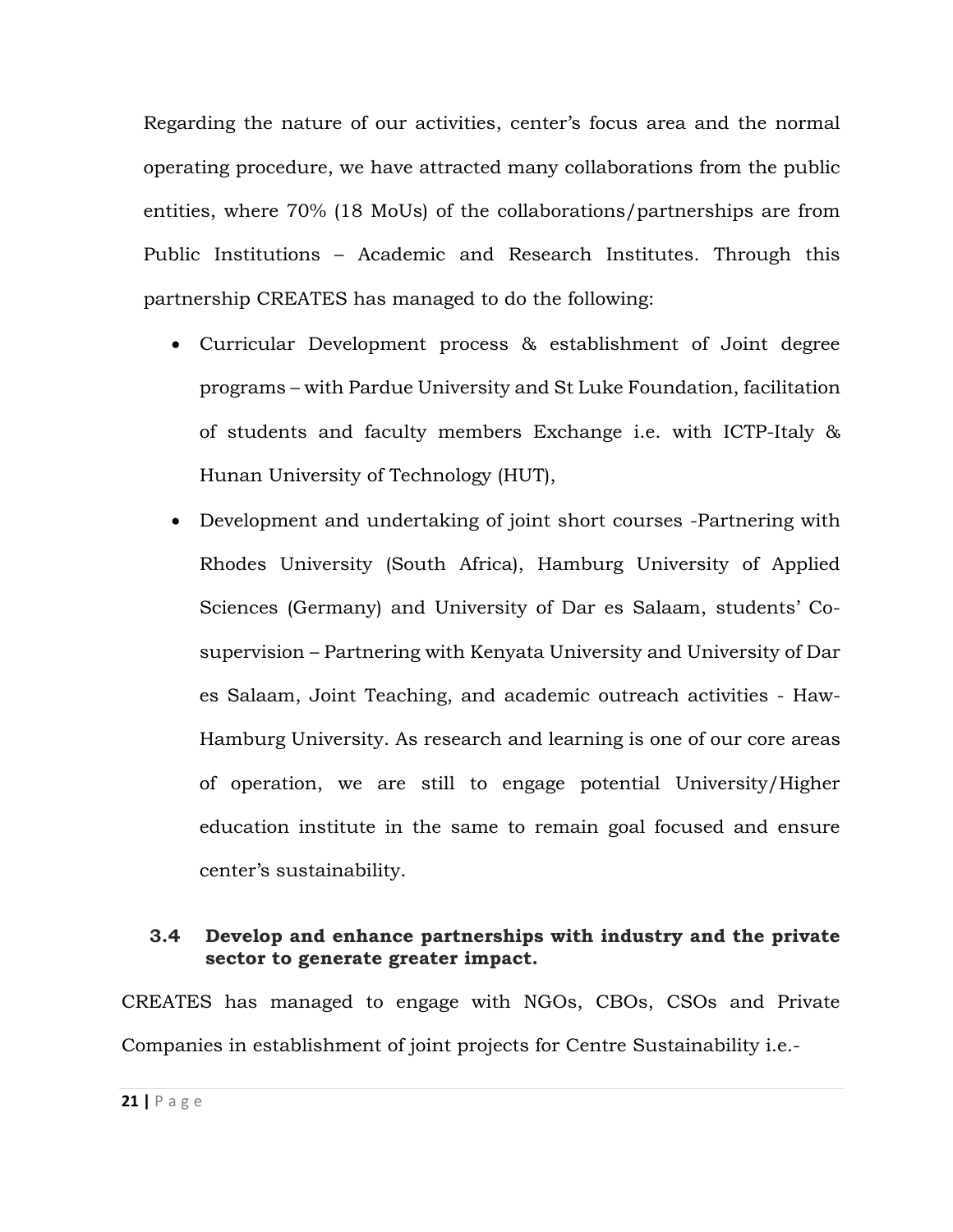Regarding the nature of our activities, center's focus area and the normal operating procedure, we have attracted many collaborations from the public entities, where 70% (18 MoUs) of the collaborations/partnerships are from Public Institutions – Academic and Research Institutes. Through this partnership CREATES has managed to do the following:

- Curricular Development process & establishment of Joint degree programs – with Pardue University and St Luke Foundation, facilitation of students and faculty members Exchange i.e. with ICTP-Italy & Hunan University of Technology (HUT),
- Development and undertaking of joint short courses -Partnering with Rhodes University (South Africa), Hamburg University of Applied Sciences (Germany) and University of Dar es Salaam, students' Co-supervision – Partnering with Kenyata University and University of Dar es Salaam, Joint Teaching, and academic outreach activities - Haw-Hamburg University. As research and learning is one of our core areas of operation, we are still to engage potential University/Higher education institute in the same to remain goal focused and ensure center's sustainability.

### 3.4 Develop and enhance partnerships with industry and the private sector to generate greater impact.

CREATES has managed to engage with NGOs, CBOs, CSOs and Private Companies in establishment of joint projects for Centre Sustainability i.e.-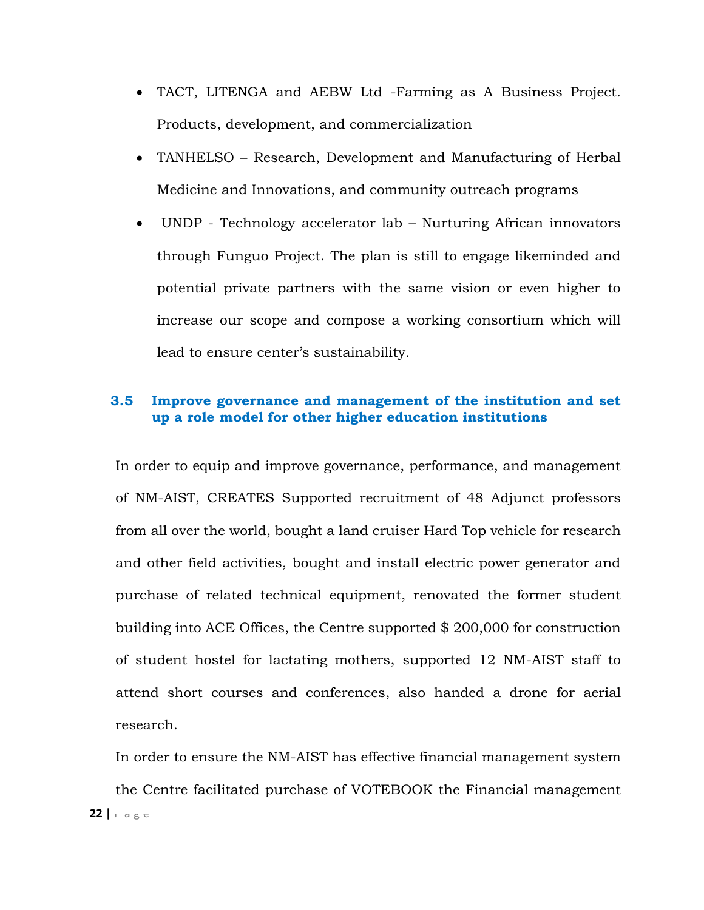- TACT, LITENGA and AEBW Ltd -Farming as A Business Project. Products, development, and commercialization
- TANHELSO – Research, Development and Manufacturing of Herbal Medicine and Innovations, and community outreach programs
- UNDP - Technology accelerator lab – Nurturing African innovators through Funguo Project. The plan is still to engage likeminded and potential private partners with the same vision or even higher to increase our scope and compose a working consortium which will lead to ensure center's sustainability.

### 3.5 Improve governance and management of the institution and set up a role model for other higher education institutions

In order to equip and improve governance, performance, and management of NM-AIST, CREATES Supported recruitment of 48 Adjunct professors from all over the world, bought a land cruiser Hard Top vehicle for research and other field activities, bought and install electric power generator and purchase of related technical equipment, renovated the former student building into ACE Offices, the Centre supported $ 200,000 for construction of student hostel for lactating mothers, supported 12 NM-AIST staff to attend short courses and conferences, also handed a drone for aerial research.

In order to ensure the NM-AIST has effective financial management system the Centre facilitated purchase of VOTEBOOK the Financial management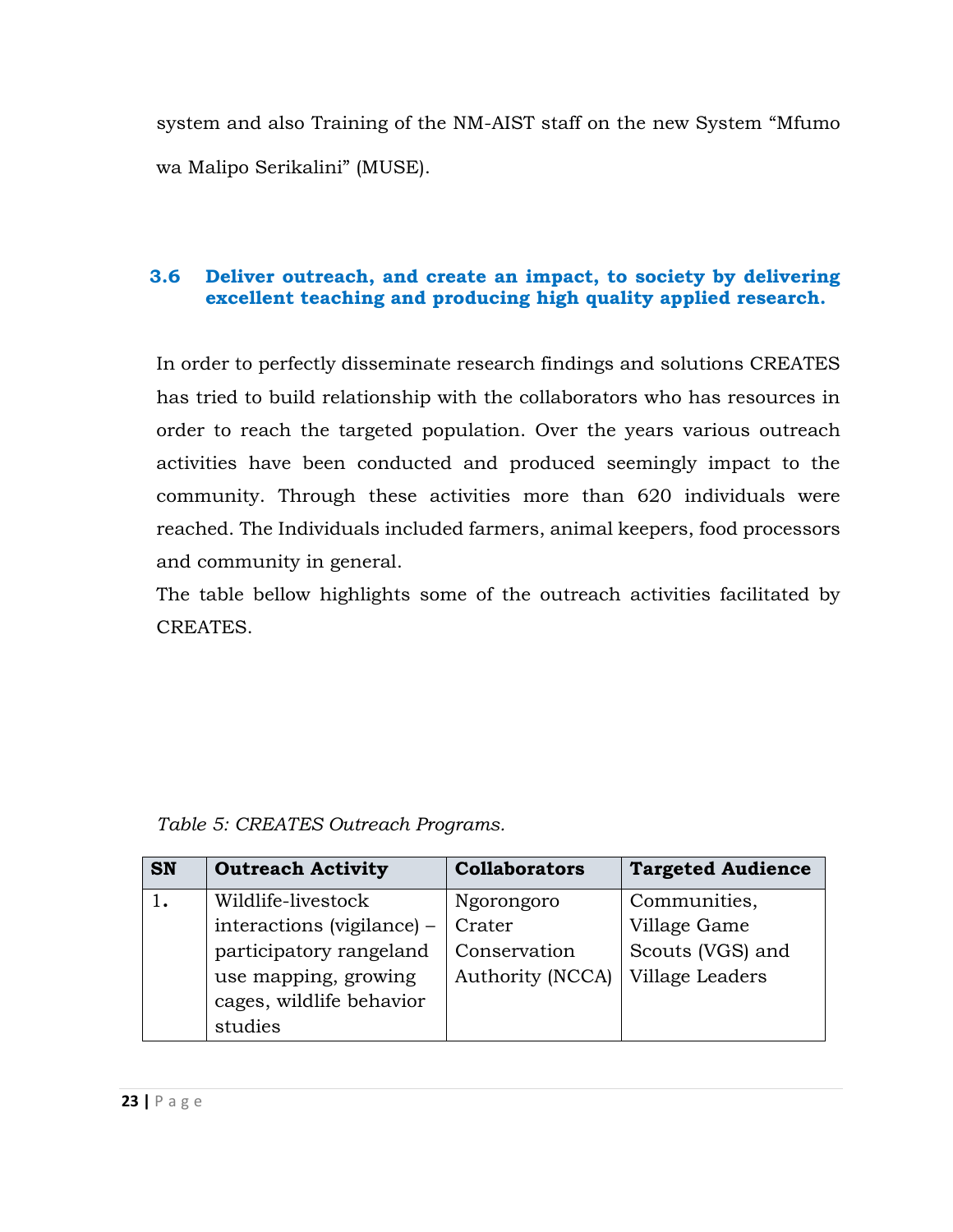system and also Training of the NM-AIST staff on the new System "Mfumo wa Malipo Serikalini" (MUSE).

### 3.6 Deliver outreach, and create an impact, to society by delivering excellent teaching and producing high quality applied research.

In order to perfectly disseminate research findings and solutions CREATES has tried to build relationship with the collaborators who has resources in order to reach the targeted population. Over the years various outreach activities have been conducted and produced seemingly impact to the community. Through these activities more than 620 individuals were reached. The Individuals included farmers, animal keepers, food processors and community in general.

The table bellow highlights some of the outreach activities facilitated by CREATES.

*Table 5: CREATES Outreach Programs.*

| SN | Outreach Activity | Collaborators | Targeted Audience |
|---|---|---|---|
| 1. | Wildlife-livestock interactions (vigilance) – participatory rangeland use mapping, growing cages, wildlife behavior studies | Ngorongoro Crater Conservation Authority (NCCA) | Communities, Village Game Scouts (VGS) and Village Leaders |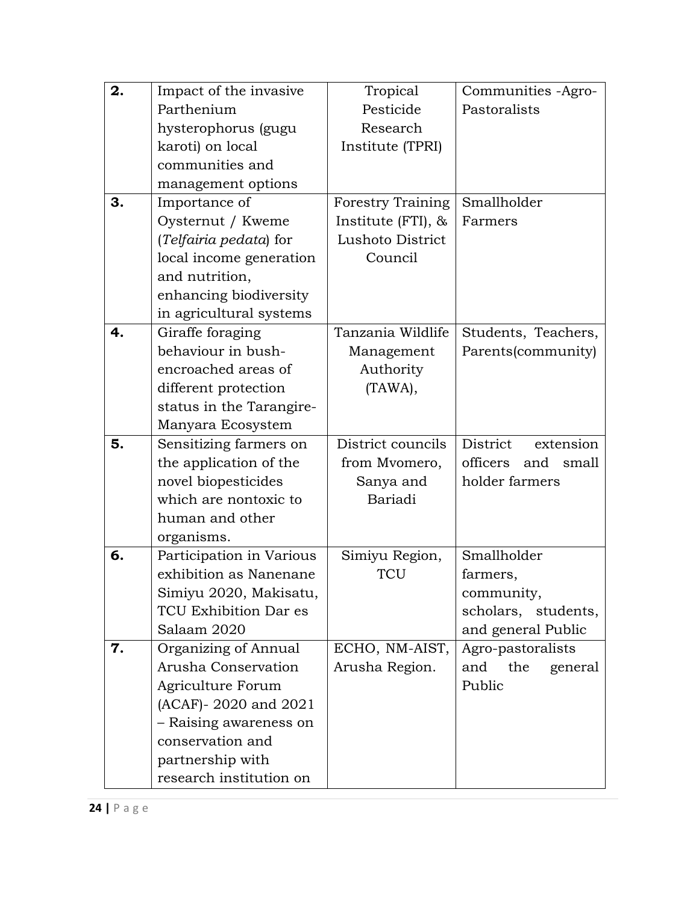| **2.** | Impact of the invasive Parthenium hysterophorus (gugu karoti) on local communities and management options | Tropical Pesticide Research Institute (TPRI) | Communities -Agro-Pastoralists |
|---|---|---|---|
| **3.** | Importance of Oysternut / Kweme (*Telfairia pedata*) for local income generation and nutrition, enhancing biodiversity in agricultural systems | Forestry Training Institute (FTI), & Lushoto District Council | Smallholder Farmers |
| **4.** | Giraffe foraging behaviour in bush-encroached areas of different protection status in the Tarangire-Manyara Ecosystem | Tanzania Wildlife Management Authority (TAWA), | Students, Teachers, Parents(community) |
| **5.** | Sensitizing farmers on the application of the novel biopesticides which are nontoxic to human and other organisms. | District councils from Mvomero, Sanya and Bariadi | District extension officers and small holder farmers |
| **6.** | Participation in Various exhibition as Nanenane Simiyu 2020, Makisatu, TCU Exhibition Dar es Salaam 2020 | Simiyu Region, TCU | Smallholder farmers, community, scholars, students, and general Public |
| **7.** | Organizing of Annual Arusha Conservation Agriculture Forum (ACAF)- 2020 and 2021 – Raising awareness on conservation and partnership with research institution on | ECHO, NM-AIST, Arusha Region. | Agro-pastoralists and the general Public |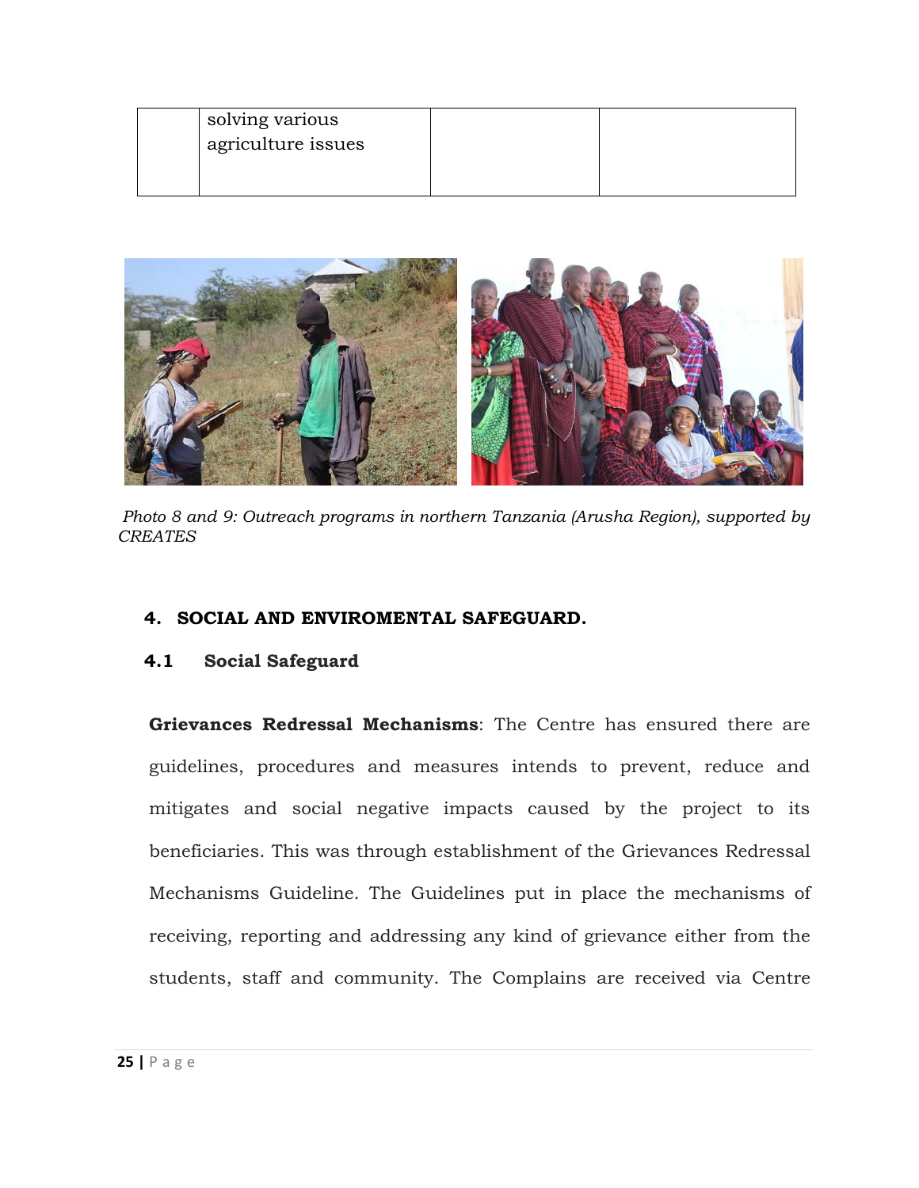|  | solving various agriculture issues |  |  |
|---|---|---|---|

*Photo 8 and 9: Outreach programs in northern Tanzania (Arusha Region), supported by CREATES*

# 4. SOCIAL AND ENVIROMENTAL SAFEGUARD.

## 4.1 Social Safeguard

**Grievances Redressal Mechanisms**: The Centre has ensured there are guidelines, procedures and measures intends to prevent, reduce and mitigates and social negative impacts caused by the project to its beneficiaries. This was through establishment of the Grievances Redressal Mechanisms Guideline. The Guidelines put in place the mechanisms of receiving, reporting and addressing any kind of grievance either from the students, staff and community. The Complains are received via Centre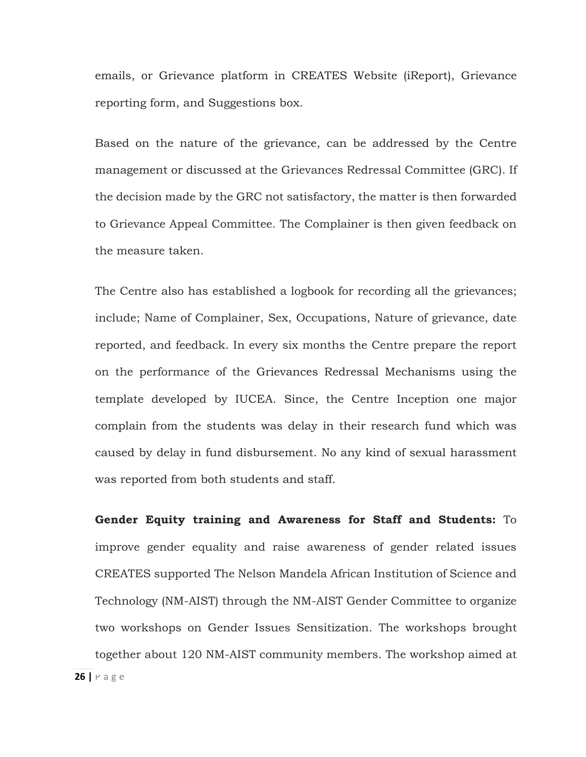emails, or Grievance platform in CREATES Website (iReport), Grievance reporting form, and Suggestions box.

Based on the nature of the grievance, can be addressed by the Centre management or discussed at the Grievances Redressal Committee (GRC). If the decision made by the GRC not satisfactory, the matter is then forwarded to Grievance Appeal Committee. The Complainer is then given feedback on the measure taken.

The Centre also has established a logbook for recording all the grievances; include; Name of Complainer, Sex, Occupations, Nature of grievance, date reported, and feedback. In every six months the Centre prepare the report on the performance of the Grievances Redressal Mechanisms using the template developed by IUCEA. Since, the Centre Inception one major complain from the students was delay in their research fund which was caused by delay in fund disbursement. No any kind of sexual harassment was reported from both students and staff.

**Gender Equity training and Awareness for Staff and Students:** To improve gender equality and raise awareness of gender related issues CREATES supported The Nelson Mandela African Institution of Science and Technology (NM-AIST) through the NM-AIST Gender Committee to organize two workshops on Gender Issues Sensitization. The workshops brought together about 120 NM-AIST community members. The workshop aimed at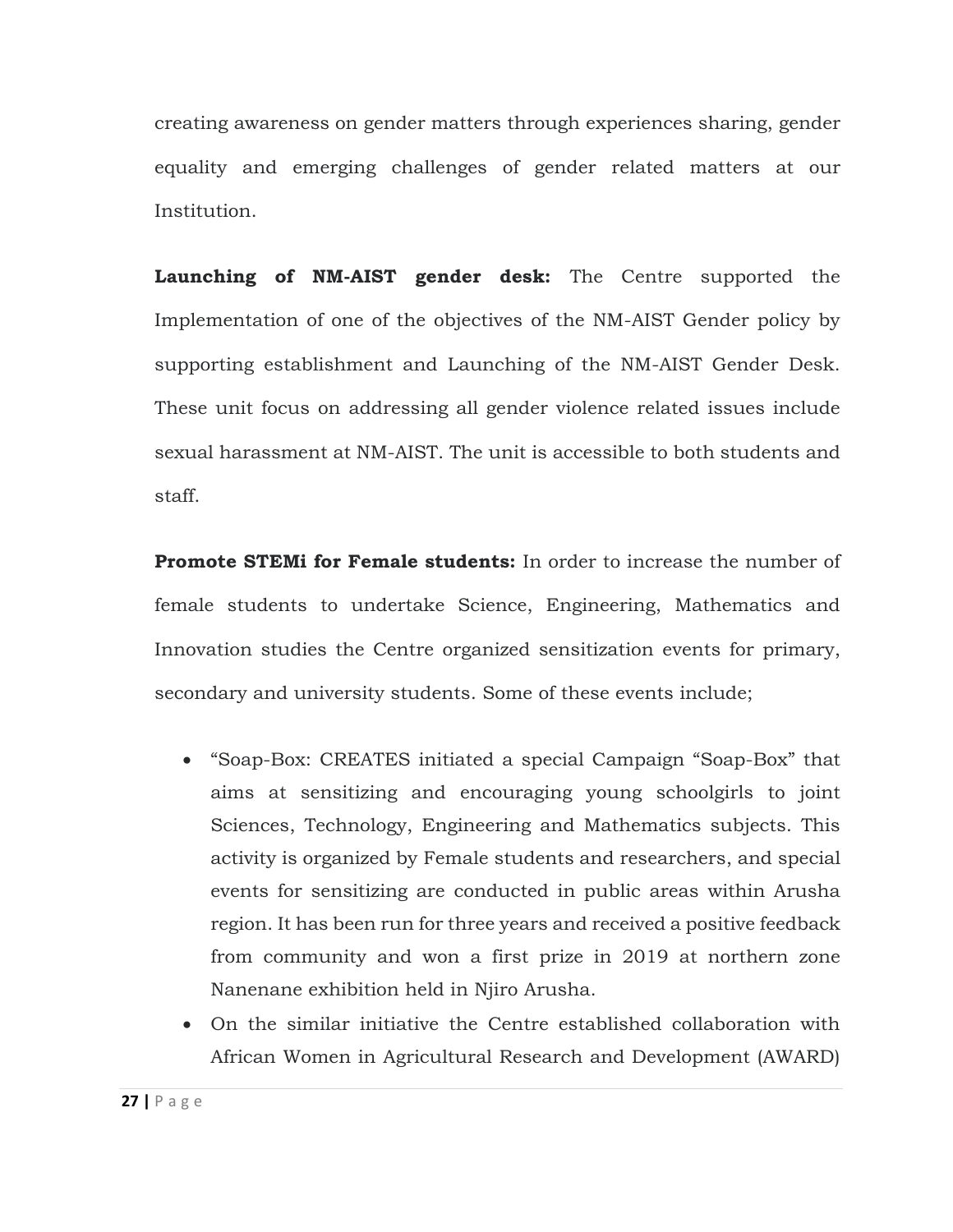creating awareness on gender matters through experiences sharing, gender equality and emerging challenges of gender related matters at our Institution.

**Launching of NM-AIST gender desk:** The Centre supported the Implementation of one of the objectives of the NM-AIST Gender policy by supporting establishment and Launching of the NM-AIST Gender Desk. These unit focus on addressing all gender violence related issues include sexual harassment at NM-AIST. The unit is accessible to both students and staff.

**Promote STEMi for Female students:** In order to increase the number of female students to undertake Science, Engineering, Mathematics and Innovation studies the Centre organized sensitization events for primary, secondary and university students. Some of these events include;

- "Soap-Box: CREATES initiated a special Campaign "Soap-Box" that aims at sensitizing and encouraging young schoolgirls to joint Sciences, Technology, Engineering and Mathematics subjects. This activity is organized by Female students and researchers, and special events for sensitizing are conducted in public areas within Arusha region. It has been run for three years and received a positive feedback from community and won a first prize in 2019 at northern zone Nanenane exhibition held in Njiro Arusha.
- On the similar initiative the Centre established collaboration with African Women in Agricultural Research and Development (AWARD)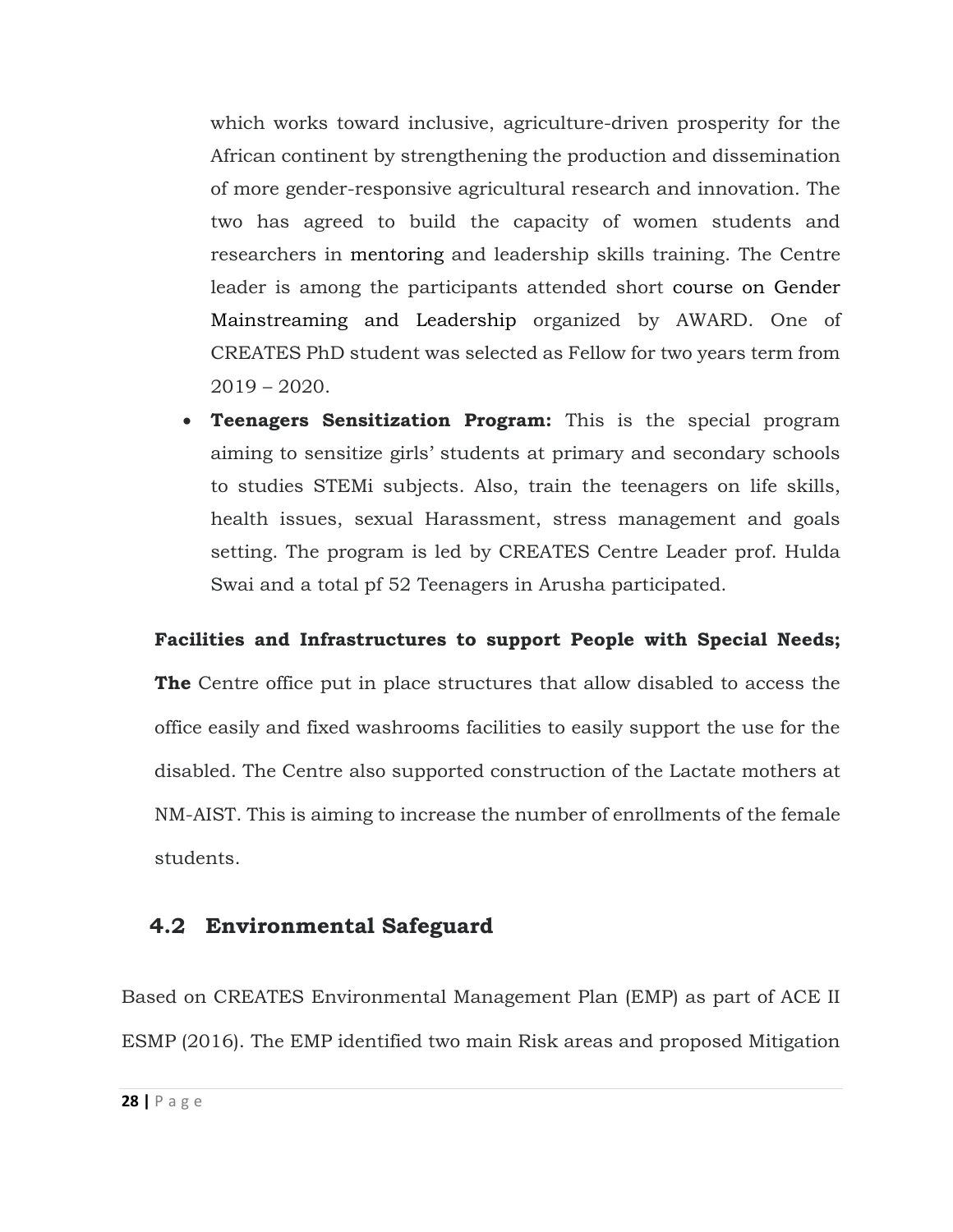which works toward inclusive, agriculture-driven prosperity for the African continent by strengthening the production and dissemination of more gender-responsive agricultural research and innovation. The two has agreed to build the capacity of women students and researchers in mentoring and leadership skills training. The Centre leader is among the participants attended short course on Gender Mainstreaming and Leadership organized by AWARD. One of CREATES PhD student was selected as Fellow for two years term from 2019 – 2020.

- **Teenagers Sensitization Program:** This is the special program aiming to sensitize girls' students at primary and secondary schools to studies STEMi subjects. Also, train the teenagers on life skills, health issues, sexual Harassment, stress management and goals setting. The program is led by CREATES Centre Leader prof. Hulda Swai and a total pf 52 Teenagers in Arusha participated.

**Facilities and Infrastructures to support People with Special Needs; The** Centre office put in place structures that allow disabled to access the office easily and fixed washrooms facilities to easily support the use for the disabled. The Centre also supported construction of the Lactate mothers at NM-AIST. This is aiming to increase the number of enrollments of the female students.

## 4.2 Environmental Safeguard

Based on CREATES Environmental Management Plan (EMP) as part of ACE II ESMP (2016). The EMP identified two main Risk areas and proposed Mitigation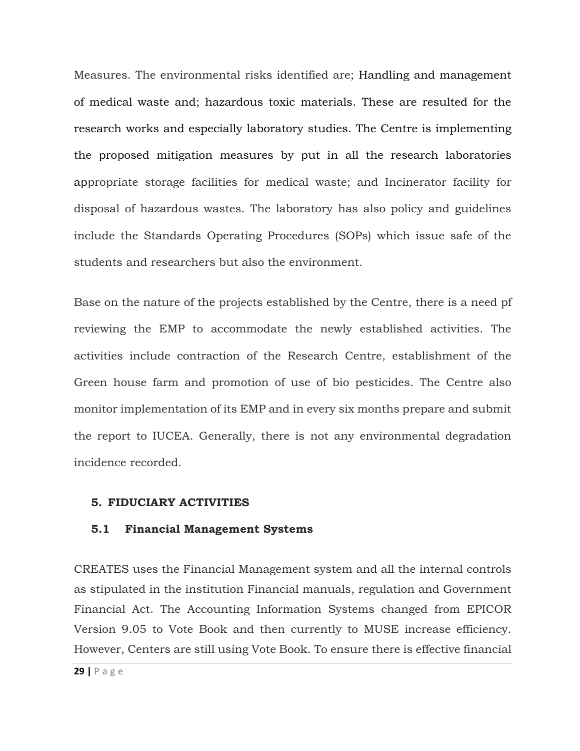Measures. The environmental risks identified are; Handling and management of medical waste and; hazardous toxic materials. These are resulted for the research works and especially laboratory studies. The Centre is implementing the proposed mitigation measures by put in all the research laboratories appropriate storage facilities for medical waste; and Incinerator facility for disposal of hazardous wastes. The laboratory has also policy and guidelines include the Standards Operating Procedures (SOPs) which issue safe of the students and researchers but also the environment.

Base on the nature of the projects established by the Centre, there is a need pf reviewing the EMP to accommodate the newly established activities. The activities include contraction of the Research Centre, establishment of the Green house farm and promotion of use of bio pesticides. The Centre also monitor implementation of its EMP and in every six months prepare and submit the report to IUCEA. Generally, there is not any environmental degradation incidence recorded.

# 5. FIDUCIARY ACTIVITIES

## 5.1 Financial Management Systems

CREATES uses the Financial Management system and all the internal controls as stipulated in the institution Financial manuals, regulation and Government Financial Act. The Accounting Information Systems changed from EPICOR Version 9.05 to Vote Book and then currently to MUSE increase efficiency. However, Centers are still using Vote Book. To ensure there is effective financial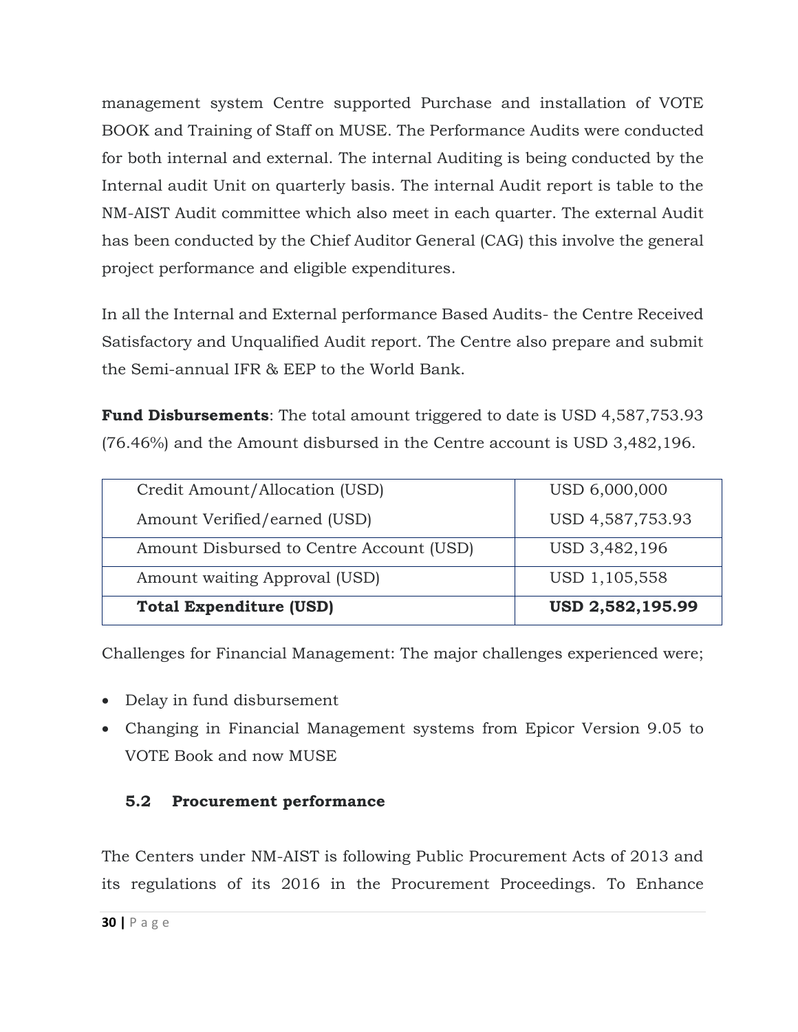management system Centre supported Purchase and installation of VOTE BOOK and Training of Staff on MUSE. The Performance Audits were conducted for both internal and external. The internal Auditing is being conducted by the Internal audit Unit on quarterly basis. The internal Audit report is table to the NM-AIST Audit committee which also meet in each quarter. The external Audit has been conducted by the Chief Auditor General (CAG) this involve the general project performance and eligible expenditures.

In all the Internal and External performance Based Audits- the Centre Received Satisfactory and Unqualified Audit report. The Centre also prepare and submit the Semi-annual IFR & EEP to the World Bank.

**Fund Disbursements**: The total amount triggered to date is USD 4,587,753.93 (76.46%) and the Amount disbursed in the Centre account is USD 3,482,196.

| Credit Amount/Allocation (USD)<br>Amount Verified/earned (USD) | USD 6,000,000<br>USD 4,587,753.93 |
|---|---|
| Amount Disbursed to Centre Account (USD) | USD 3,482,196 |
| Amount waiting Approval (USD) | USD 1,105,558 |
| **Total Expenditure (USD)** | **USD 2,582,195.99** |

Challenges for Financial Management: The major challenges experienced were;

- Delay in fund disbursement
- Changing in Financial Management systems from Epicor Version 9.05 to VOTE Book and now MUSE

### 5.2 Procurement performance

The Centers under NM-AIST is following Public Procurement Acts of 2013 and its regulations of its 2016 in the Procurement Proceedings. To Enhance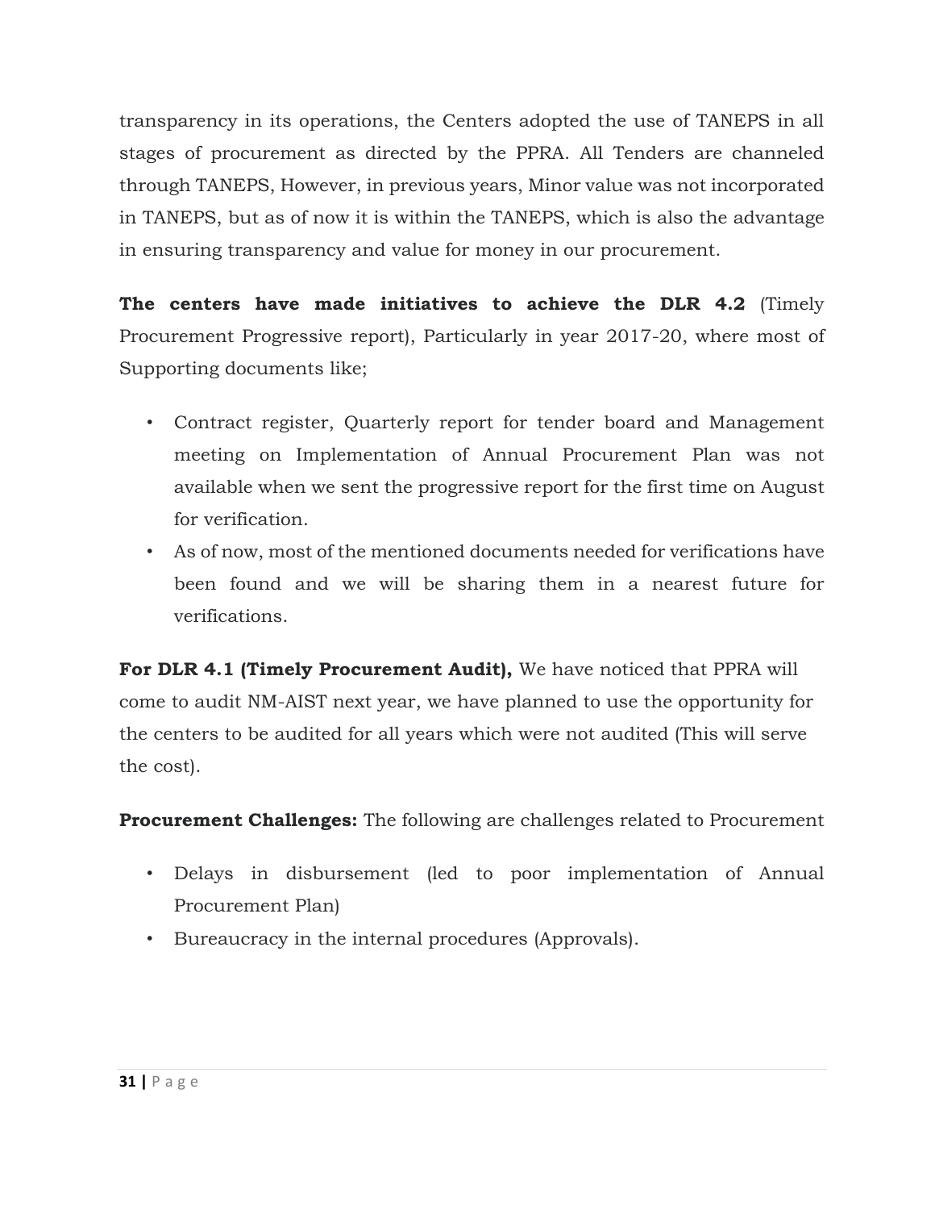transparency in its operations, the Centers adopted the use of TANEPS in all stages of procurement as directed by the PPRA. All Tenders are channeled through TANEPS, However, in previous years, Minor value was not incorporated in TANEPS, but as of now it is within the TANEPS, which is also the advantage in ensuring transparency and value for money in our procurement.

**The centers have made initiatives to achieve the DLR 4.2** (Timely Procurement Progressive report), Particularly in year 2017-20, where most of Supporting documents like;

- Contract register, Quarterly report for tender board and Management meeting on Implementation of Annual Procurement Plan was not available when we sent the progressive report for the first time on August for verification.
- As of now, most of the mentioned documents needed for verifications have been found and we will be sharing them in a nearest future for verifications.

**For DLR 4.1 (Timely Procurement Audit),** We have noticed that PPRA will come to audit NM-AIST next year, we have planned to use the opportunity for the centers to be audited for all years which were not audited (This will serve the cost).

**Procurement Challenges:** The following are challenges related to Procurement

- Delays in disbursement (led to poor implementation of Annual Procurement Plan)
- Bureaucracy in the internal procedures (Approvals).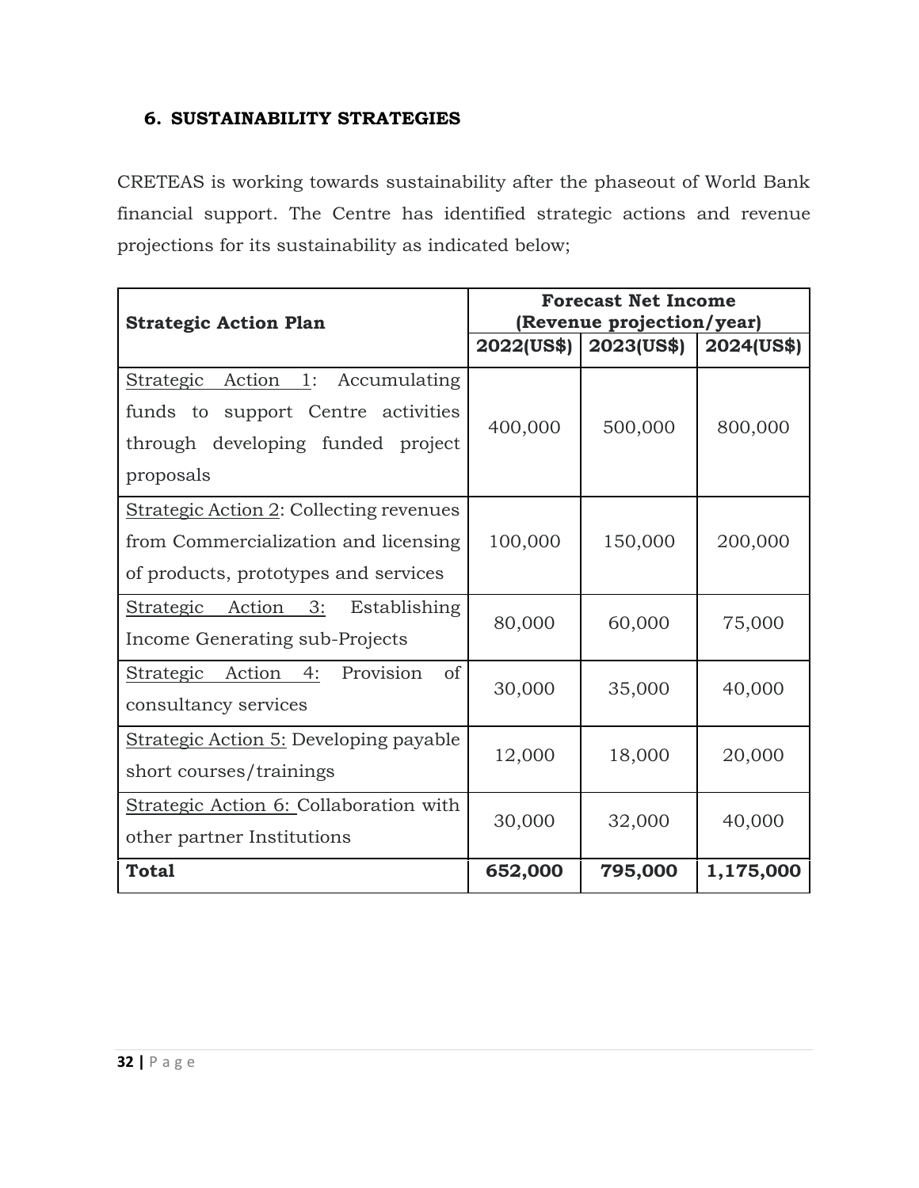## 6. SUSTAINABILITY STRATEGIES

CRETEAS is working towards sustainability after the phaseout of World Bank financial support. The Centre has identified strategic actions and revenue projections for its sustainability as indicated below;

| Strategic Action Plan | Forecast Net Income (Revenue projection/year) | | |
|---|---|---|---|
| | **2022(US$)** | **2023(US$)** | **2024(US$)** |
| Strategic Action 1: Accumulating funds to support Centre activities through developing funded project proposals | 400,000 | 500,000 | 800,000 |
| Strategic Action 2: Collecting revenues from Commercialization and licensing of products, prototypes and services | 100,000 | 150,000 | 200,000 |
| Strategic Action 3: Establishing Income Generating sub-Projects | 80,000 | 60,000 | 75,000 |
| Strategic Action 4: Provision of consultancy services | 30,000 | 35,000 | 40,000 |
| Strategic Action 5: Developing payable short courses/trainings | 12,000 | 18,000 | 20,000 |
| Strategic Action 6: Collaboration with other partner Institutions | 30,000 | 32,000 | 40,000 |
| **Total** | **652,000** | **795,000** | **1,175,000** |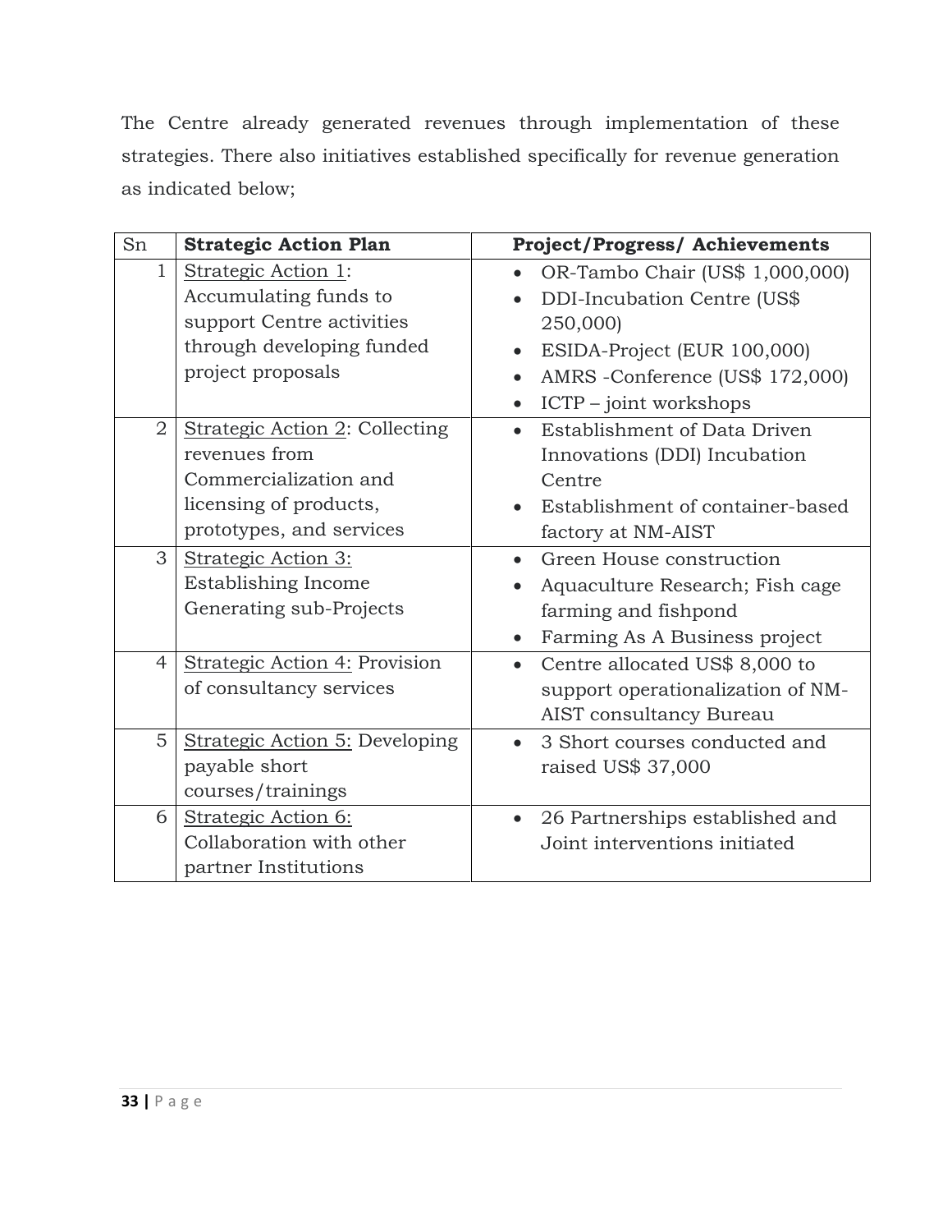The Centre already generated revenues through implementation of these strategies. There also initiatives established specifically for revenue generation as indicated below;

| Sn | **Strategic Action Plan** | **Project/Progress/ Achievements** |
|---|---|---|
| 1 | Strategic Action 1: Accumulating funds to support Centre activities through developing funded project proposals | • OR-Tambo Chair (US$ 1,000,000)<br>• DDI-Incubation Centre (US$ 250,000)<br>• ESIDA-Project (EUR 100,000)<br>• AMRS -Conference (US$ 172,000)<br>• ICTP – joint workshops |
| 2 | Strategic Action 2: Collecting revenues from Commercialization and licensing of products, prototypes, and services | • Establishment of Data Driven Innovations (DDI) Incubation Centre<br>• Establishment of container-based factory at NM-AIST |
| 3 | Strategic Action 3: Establishing Income Generating sub-Projects | • Green House construction<br>• Aquaculture Research; Fish cage farming and fishpond<br>• Farming As A Business project |
| 4 | Strategic Action 4: Provision of consultancy services | • Centre allocated US$ 8,000 to support operationalization of NM-AIST consultancy Bureau |
| 5 | Strategic Action 5: Developing payable short courses/trainings | • 3 Short courses conducted and raised US$ 37,000 |
| 6 | Strategic Action 6: Collaboration with other partner Institutions | • 26 Partnerships established and Joint interventions initiated |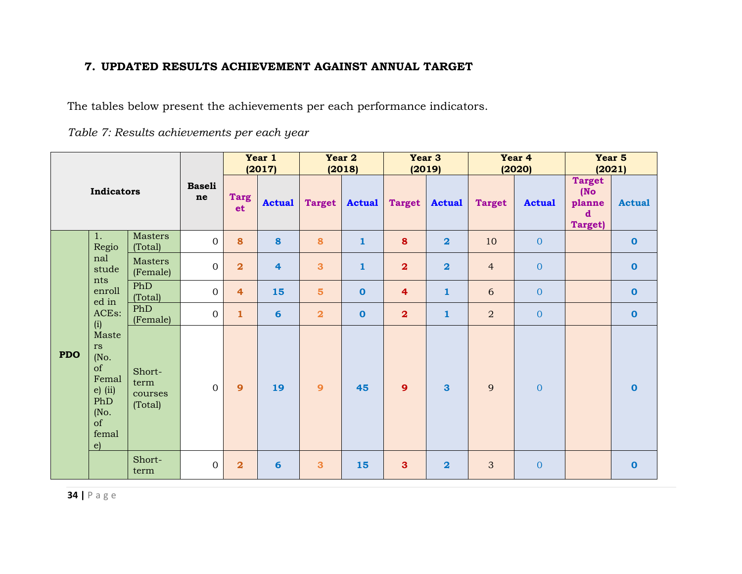## 7. UPDATED RESULTS ACHIEVEMENT AGAINST ANNUAL TARGET

The tables below present the achievements per each performance indicators.

*Table 7: Results achievements per each year*

| Indicators | | | Baseline | Year 1 (2017) | | Year 2 (2018) | | Year 3 (2019) | | Year 4 (2020) | | Year 5 (2021) | |
|---|---|---|---|---|---|---|---|---|---|---|---|---|---|
| | | | | Target | Actual | Target | Actual | Target | Actual | Target | Actual | Target (No planned Target) | Actual |
| PDO | 1. Regional students enrolled in ACEs: (i) Masters (No. of Female) (ii) PhD (No. of female) | Masters (Total) | 0 | 8 | 8 | 8 | 1 | 8 | 2 | 10 | 0 | | 0 |
| | | Masters (Female) | 0 | 2 | 4 | 3 | 1 | 2 | 2 | 4 | 0 | | 0 |
| | | PhD (Total) | 0 | 4 | 15 | 5 | 0 | 4 | 1 | 6 | 0 | | 0 |
| | | PhD (Female) | 0 | 1 | 6 | 2 | 0 | 2 | 1 | 2 | 0 | | 0 |
| | | Short-term courses (Total) | 0 | 9 | 19 | 9 | 45 | 9 | 3 | 9 | 0 | | 0 |
| | | Short-term | 0 | 2 | 6 | 3 | 15 | 3 | 2 | 3 | 0 | | 0 |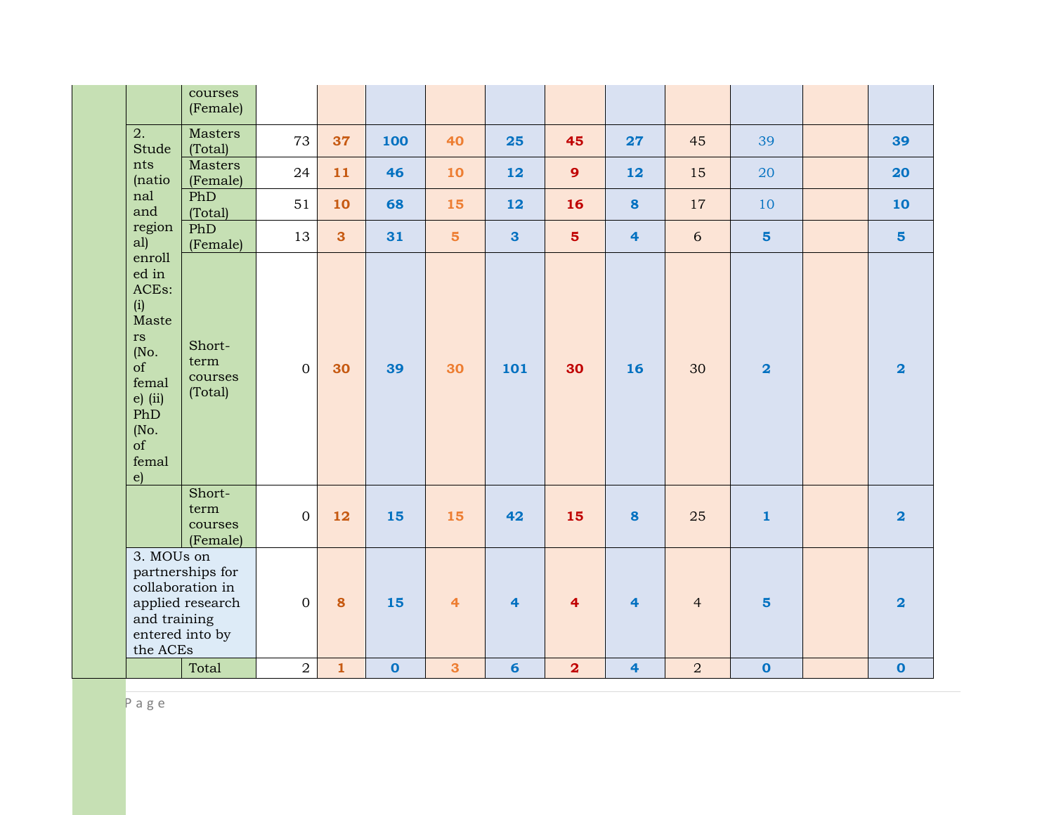| | | | | | | | | | | | | |
|---|---|---|---|---|---|---|---|---|---|---|---|---|
| | | courses (Female) | | | | | | | | | | |
| | 2. Students (national and regional) enrolled in ACEs: (i) Masters (No. of female) (ii) PhD (No. of female) | Masters (Total) | 73 | 37 | 100 | 40 | 25 | 45 | 27 | 45 | 39 | | 39 |
| | | Masters (Female) | 24 | 11 | 46 | 10 | 12 | 9 | 12 | 15 | 20 | | 20 |
| | | PhD (Total) | 51 | 10 | 68 | 15 | 12 | 16 | 8 | 17 | 10 | | 10 |
| | | PhD (Female) | 13 | 3 | 31 | 5 | 3 | 5 | 4 | 6 | 5 | | 5 |
| | | Short-term courses (Total) | 0 | 30 | 39 | 30 | 101 | 30 | 16 | 30 | 2 | | 2 |
| | | Short-term courses (Female) | 0 | 12 | 15 | 15 | 42 | 15 | 8 | 25 | 1 | | 2 |
| | 3. MOUs on partnerships for collaboration in applied research and training entered into by the ACEs | | 0 | 8 | 15 | 4 | 4 | 4 | 4 | 4 | 5 | | 2 |
| | | Total | 2 | 1 | 0 | 3 | 6 | 2 | 4 | 2 | 0 | | 0 |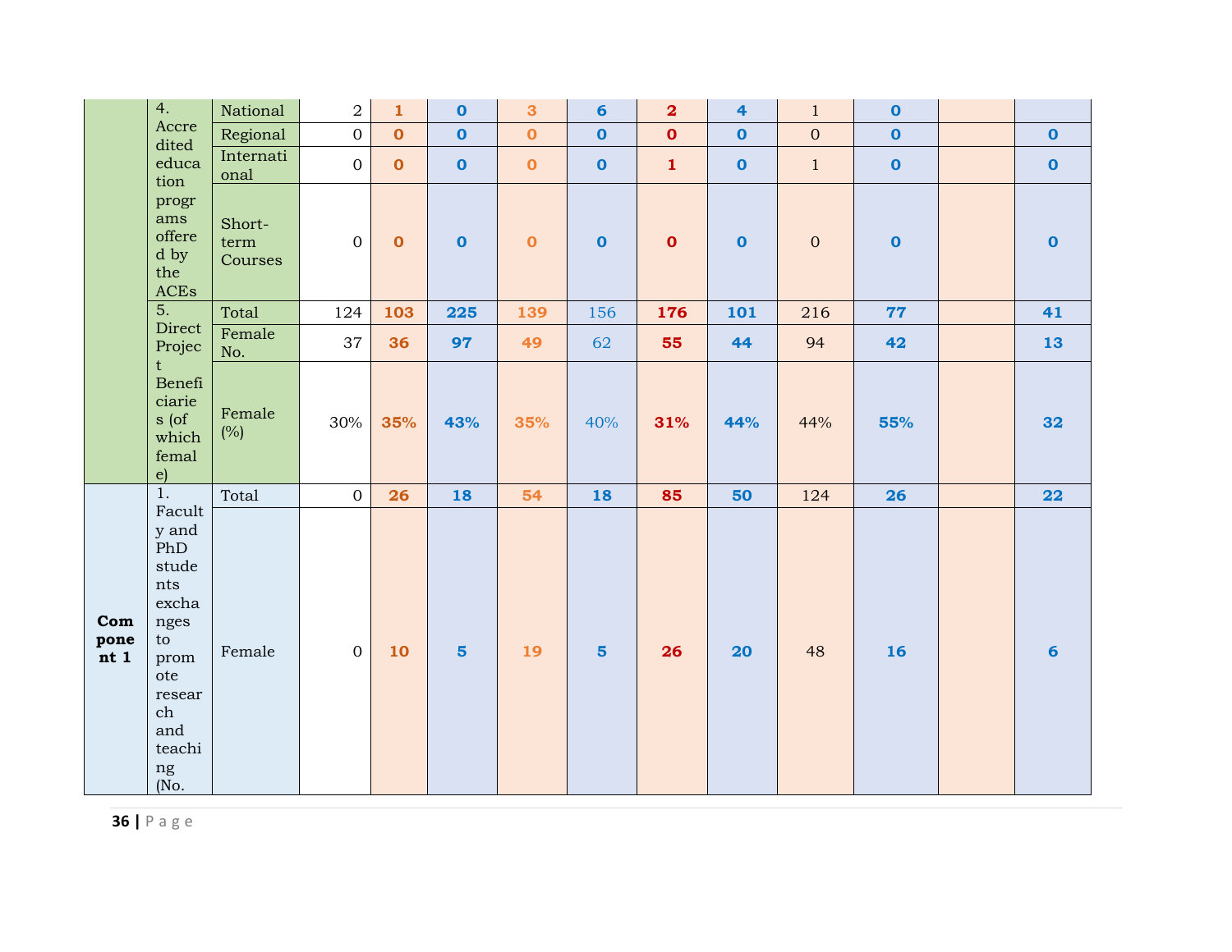| | | | | | | | | | | | | |
|---|---|---|---|---|---|---|---|---|---|---|---|---|
| | 4. Accredited education programs offered by the ACEs | National | 2 | 1 | 0 | 3 | 6 | 2 | 4 | 1 | 0 | | |
| | | Regional | 0 | 0 | 0 | 0 | 0 | 0 | 0 | 0 | 0 | | 0 |
| | | International | 0 | 0 | 0 | 0 | 0 | 1 | 0 | 1 | 0 | | 0 |
| | | Short-term Courses | 0 | 0 | 0 | 0 | 0 | 0 | 0 | 0 | 0 | | 0 |
| | 5. Direct Project Beneficiaries (of which female) | Total | 124 | 103 | 225 | 139 | 156 | 176 | 101 | 216 | 77 | | 41 |
| | | Female No. | 37 | 36 | 97 | 49 | 62 | 55 | 44 | 94 | 42 | | 13 |
| | | Female (%) | 30% | 35% | 43% | 35% | 40% | 31% | 44% | 44% | 55% | | 32 |
| **Component 1** | 1. Faculty and PhD students exchanges to promote research and teaching (No. | Total | 0 | 26 | 18 | 54 | 18 | 85 | 50 | 124 | 26 | | 22 |
| | | Female | 0 | 10 | 5 | 19 | 5 | 26 | 20 | 48 | 16 | | 6 |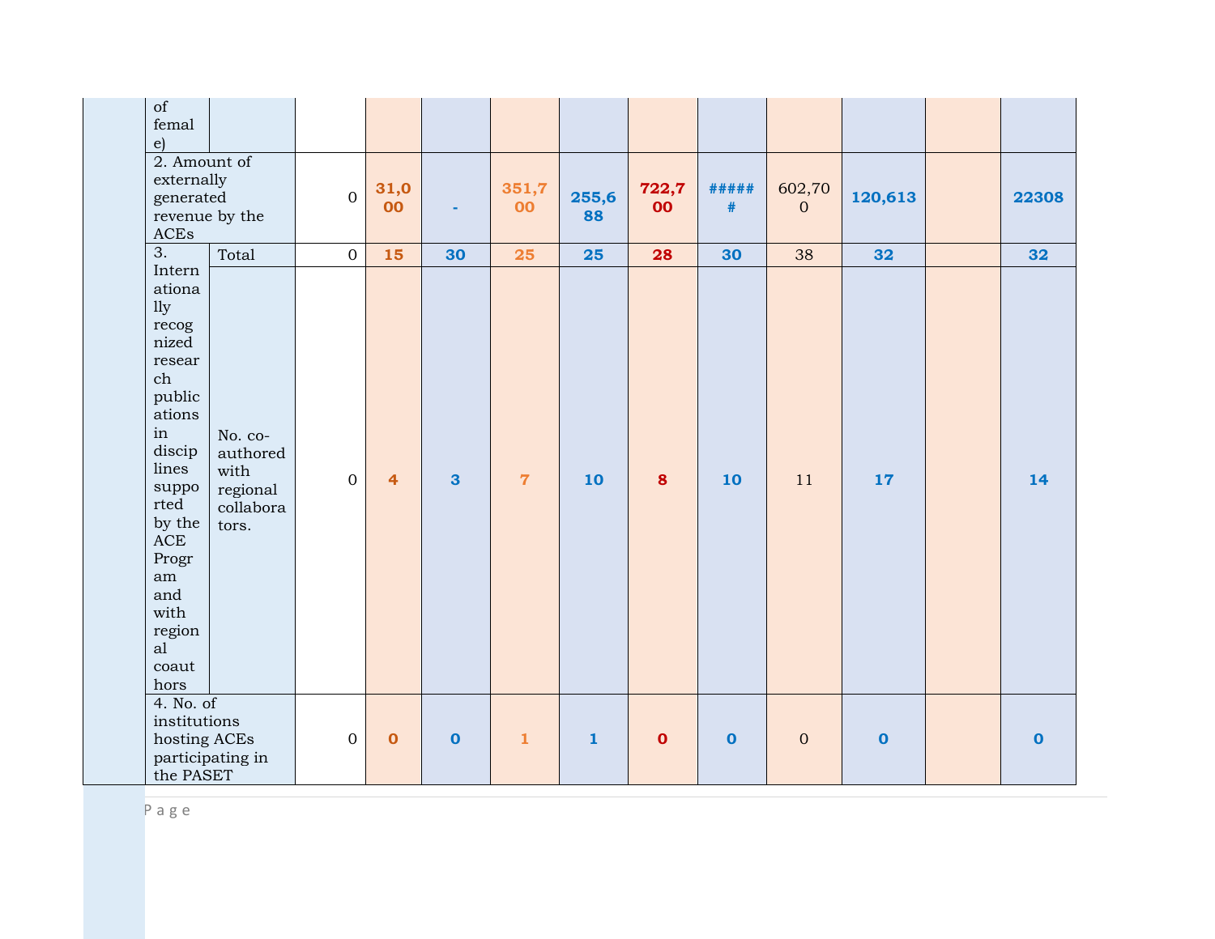| | | | | | | | | | | | | |
|---|---|---|---|---|---|---|---|---|---|---|---|---|
| | of femal e) | | | | | | | | | | | |
| | 2. Amount of externally generated revenue by the ACEs | | 0 | 31,000 | - | 351,700 | 255,688 | 722,700 | ###### | 602,700 | 120,613 | | 22308 |
| | 3. Internationally recognized research publications in disciplines supported by the ACE Program and with regional coauthors | Total | 0 | 15 | 30 | 25 | 25 | 28 | 30 | 38 | 32 | | 32 |
| | | No. co-authored with regional collaborators. | 0 | 4 | 3 | 7 | 10 | 8 | 10 | 11 | 17 | | 14 |
| | 4. No. of institutions hosting ACEs participating in the PASET | | 0 | 0 | 0 | 1 | 1 | 0 | 0 | 0 | 0 | | 0 |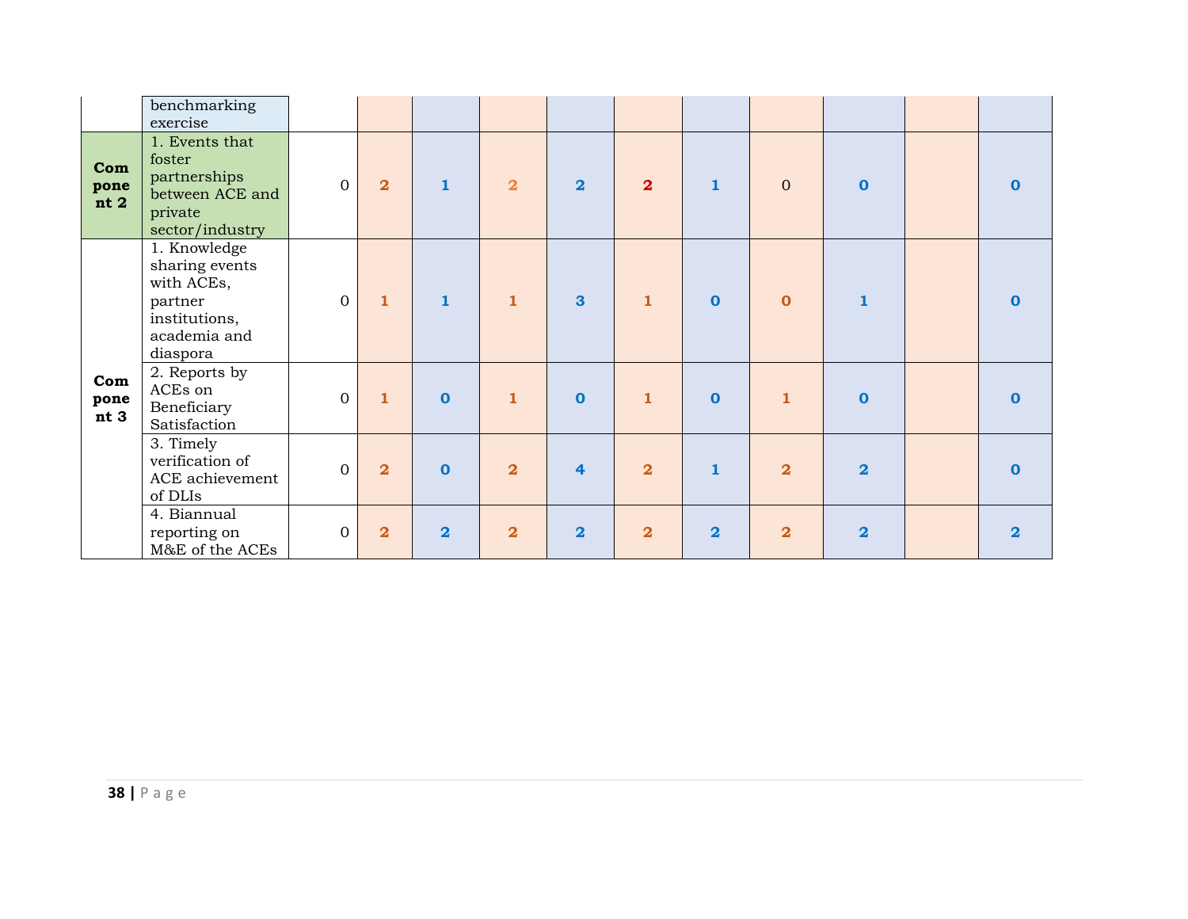| | | | | | | | | | | | | |
|---|---|---|---|---|---|---|---|---|---|---|---|---|
| | benchmarking exercise | | | | | | | | | | | |
| **Component 2** | 1. Events that foster partnerships between ACE and private sector/industry | 0 | 2 | 1 | 2 | 2 | 2 | 1 | 0 | 0 | | 0 |
| **Component 3** | 1. Knowledge sharing events with ACEs, partner institutions, academia and diaspora | 0 | 1 | 1 | 1 | 3 | 1 | 0 | 0 | 1 | | 0 |
| | 2. Reports by ACEs on Beneficiary Satisfaction | 0 | 1 | 0 | 1 | 0 | 1 | 0 | 1 | 0 | | 0 |
| | 3. Timely verification of ACE achievement of DLIs | 0 | 2 | 0 | 2 | 4 | 2 | 1 | 2 | 2 | | 0 |
| | 4. Biannual reporting on M&E of the ACEs | 0 | 2 | 2 | 2 | 2 | 2 | 2 | 2 | 2 | | 2 |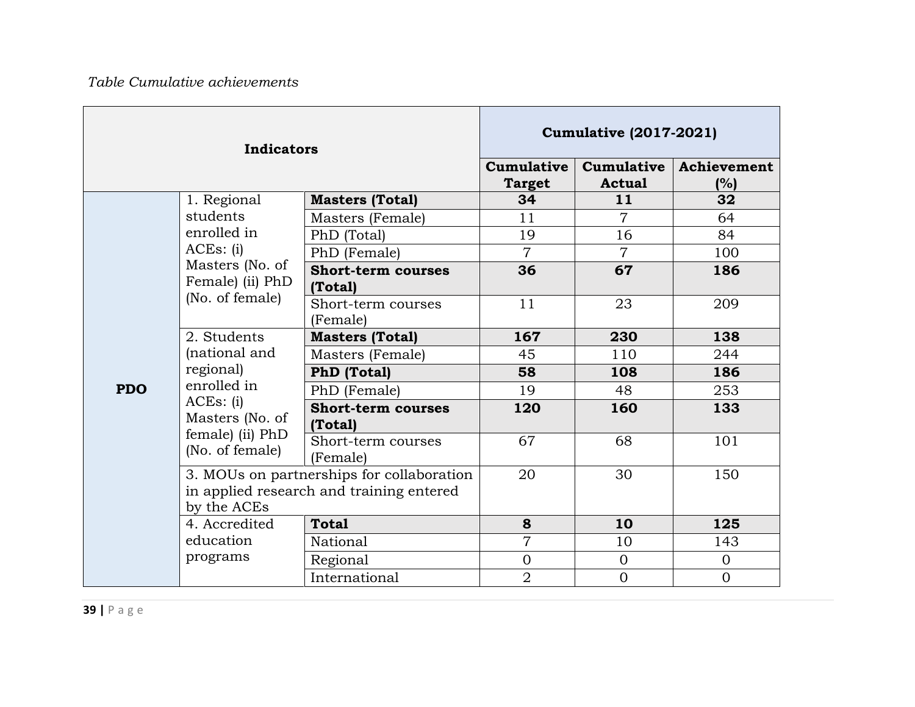*Table Cumulative achievements*

| Indicators | | | Cumulative (2017-2021) | | |
|---|---|---|---|---|---|
| | | | **Cumulative Target** | **Cumulative Actual** | **Achievement (%)** |
| **PDO** | 1. Regional students enrolled in ACEs: (i) Masters (No. of Female) (ii) PhD (No. of female) | **Masters (Total)** | **34** | **11** | **32** |
| | | Masters (Female) | 11 | 7 | 64 |
| | | PhD (Total) | 19 | 16 | 84 |
| | | PhD (Female) | 7 | 7 | 100 |
| | | **Short-term courses (Total)** | **36** | **67** | **186** |
| | | Short-term courses (Female) | 11 | 23 | 209 |
| | 2. Students (national and regional) enrolled in ACEs: (i) Masters (No. of female) (ii) PhD (No. of female) | **Masters (Total)** | **167** | **230** | **138** |
| | | Masters (Female) | 45 | 110 | 244 |
| | | **PhD (Total)** | **58** | **108** | **186** |
| | | PhD (Female) | 19 | 48 | 253 |
| | | **Short-term courses (Total)** | **120** | **160** | **133** |
| | | Short-term courses (Female) | 67 | 68 | 101 |
| | 3. MOUs on partnerships for collaboration in applied research and training entered by the ACEs | | 20 | 30 | 150 |
| | 4. Accredited education programs | **Total** | **8** | **10** | **125** |
| | | National | 7 | 10 | 143 |
| | | Regional | 0 | 0 | 0 |
| | | International | 2 | 0 | 0 |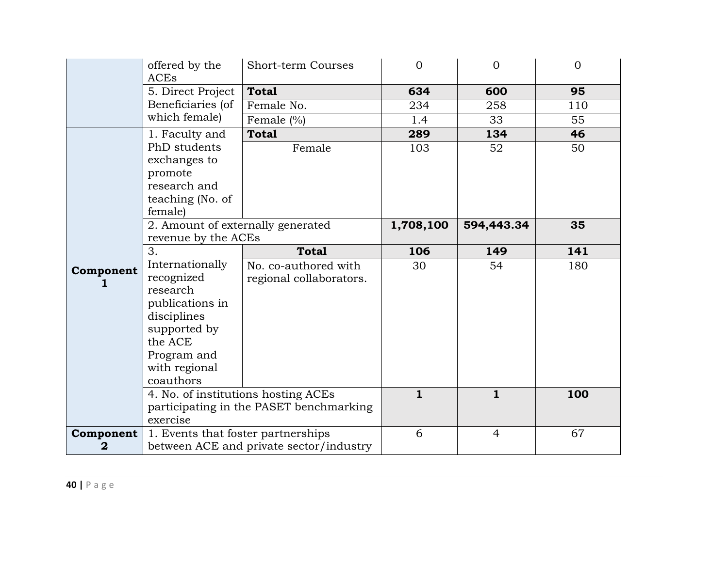| | | | | | |
|---|---|---|---|---|---|
| | offered by the ACEs | Short-term Courses | 0 | 0 | 0 |
| | 5. Direct Project Beneficiaries (of which female) | **Total** | **634** | **600** | **95** |
| | | Female No. | 234 | 258 | 110 |
| | | Female (%) | 1.4 | 33 | 55 |
| **Component 1** | 1. Faculty and PhD students exchanges to promote research and teaching (No. of female) | **Total** | **289** | **134** | **46** |
| | | Female | 103 | 52 | 50 |
| | 2. Amount of externally generated revenue by the ACEs | | **1,708,100** | **594,443.34** | **35** |
| | 3. Internationally recognized research publications in disciplines supported by the ACE Program and with regional coauthors | **Total** | **106** | **149** | **141** |
| | | No. co-authored with regional collaborators. | 30 | 54 | 180 |
| | 4. No. of institutions hosting ACEs participating in the PASET benchmarking exercise | | **1** | **1** | **100** |
| **Component 2** | 1. Events that foster partnerships between ACE and private sector/industry | | 6 | 4 | 67 |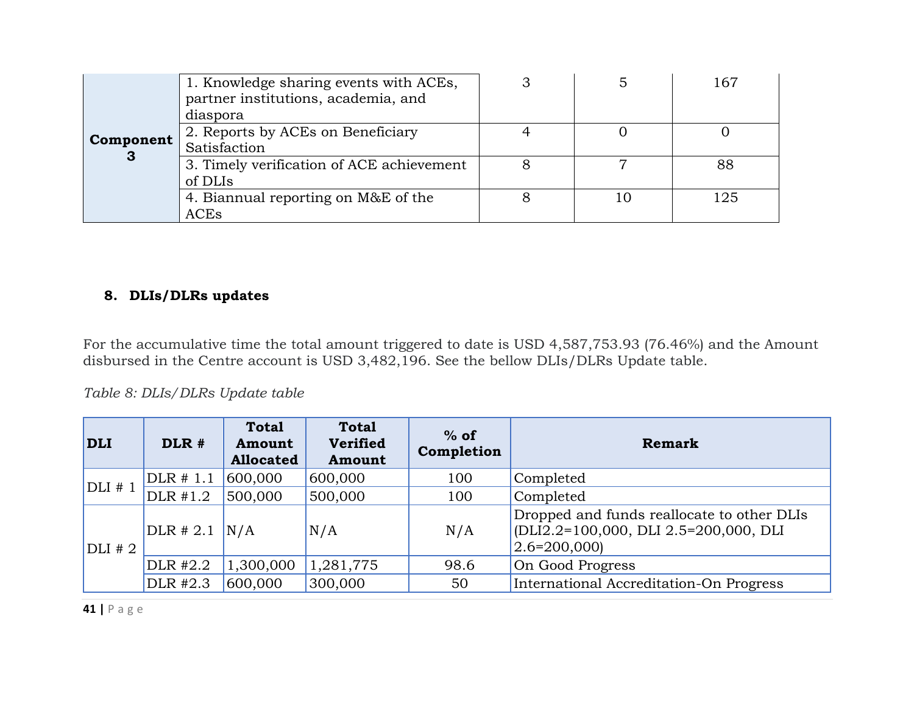| Component 3 | 1. Knowledge sharing events with ACEs, partner institutions, academia, and diaspora | 3 | 5 | 167 |
|---|---|---|---|---|
| | 2. Reports by ACEs on Beneficiary Satisfaction | 4 | 0 | 0 |
| | 3. Timely verification of ACE achievement of DLIs | 8 | 7 | 88 |
| | 4. Biannual reporting on M&E of the ACEs | 8 | 10 | 125 |

## 8. DLIs/DLRs updates

For the accumulative time the total amount triggered to date is USD 4,587,753.93 (76.46%) and the Amount disbursed in the Centre account is USD 3,482,196. See the bellow DLIs/DLRs Update table.

*Table 8: DLIs/DLRs Update table*

| DLI | DLR # | Total Amount Allocated | Total Verified Amount | % of Completion | Remark |
|---|---|---|---|---|---|
| DLI # 1 | DLR # 1.1 | 600,000 | 600,000 | 100 | Completed |
| | DLR #1.2 | 500,000 | 500,000 | 100 | Completed |
| DLI # 2 | DLR # 2.1 | N/A | N/A | N/A | Dropped and funds reallocate to other DLIs (DLI2.2=100,000, DLI 2.5=200,000, DLI 2.6=200,000) |
| | DLR #2.2 | 1,300,000 | 1,281,775 | 98.6 | On Good Progress |
| | DLR #2.3 | 600,000 | 300,000 | 50 | International Accreditation-On Progress |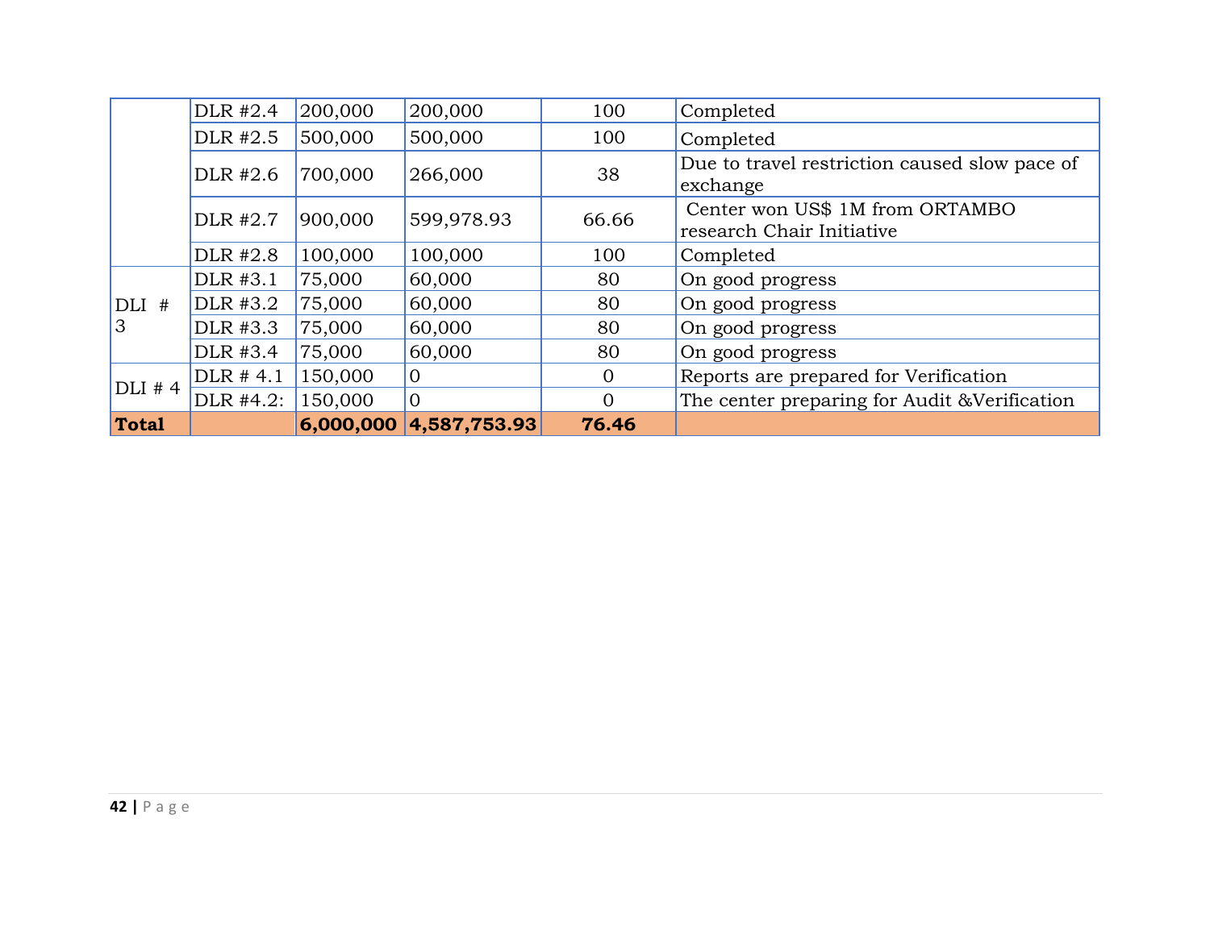| | DLR #2.4 | 200,000 | 200,000 | 100 | Completed |
|---|---|---|---|---|---|
| | DLR #2.5 | 500,000 | 500,000 | 100 | Completed |
| | DLR #2.6 | 700,000 | 266,000 | 38 | Due to travel restriction caused slow pace of exchange |
| | DLR #2.7 | 900,000 | 599,978.93 | 66.66 | Center won US$ 1M from ORTAMBO research Chair Initiative |
| | DLR #2.8 | 100,000 | 100,000 | 100 | Completed |
| DLI # 3 | DLR #3.1 | 75,000 | 60,000 | 80 | On good progress |
| | DLR #3.2 | 75,000 | 60,000 | 80 | On good progress |
| | DLR #3.3 | 75,000 | 60,000 | 80 | On good progress |
| | DLR #3.4 | 75,000 | 60,000 | 80 | On good progress |
| DLI # 4 | DLR # 4.1 | 150,000 | 0 | 0 | Reports are prepared for Verification |
| | DLR #4.2: | 150,000 | 0 | 0 | The center preparing for Audit &Verification |
| **Total** | | **6,000,000** | **4,587,753.93** | **76.46** | |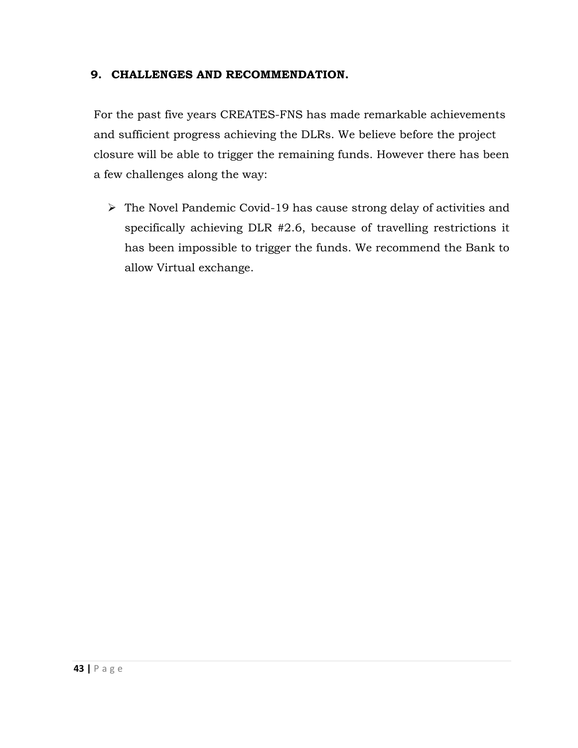## 9. CHALLENGES AND RECOMMENDATION.

For the past five years CREATES-FNS has made remarkable achievements and sufficient progress achieving the DLRs. We believe before the project closure will be able to trigger the remaining funds. However there has been a few challenges along the way:

- The Novel Pandemic Covid-19 has cause strong delay of activities and specifically achieving DLR #2.6, because of travelling restrictions it has been impossible to trigger the funds. We recommend the Bank to allow Virtual exchange.